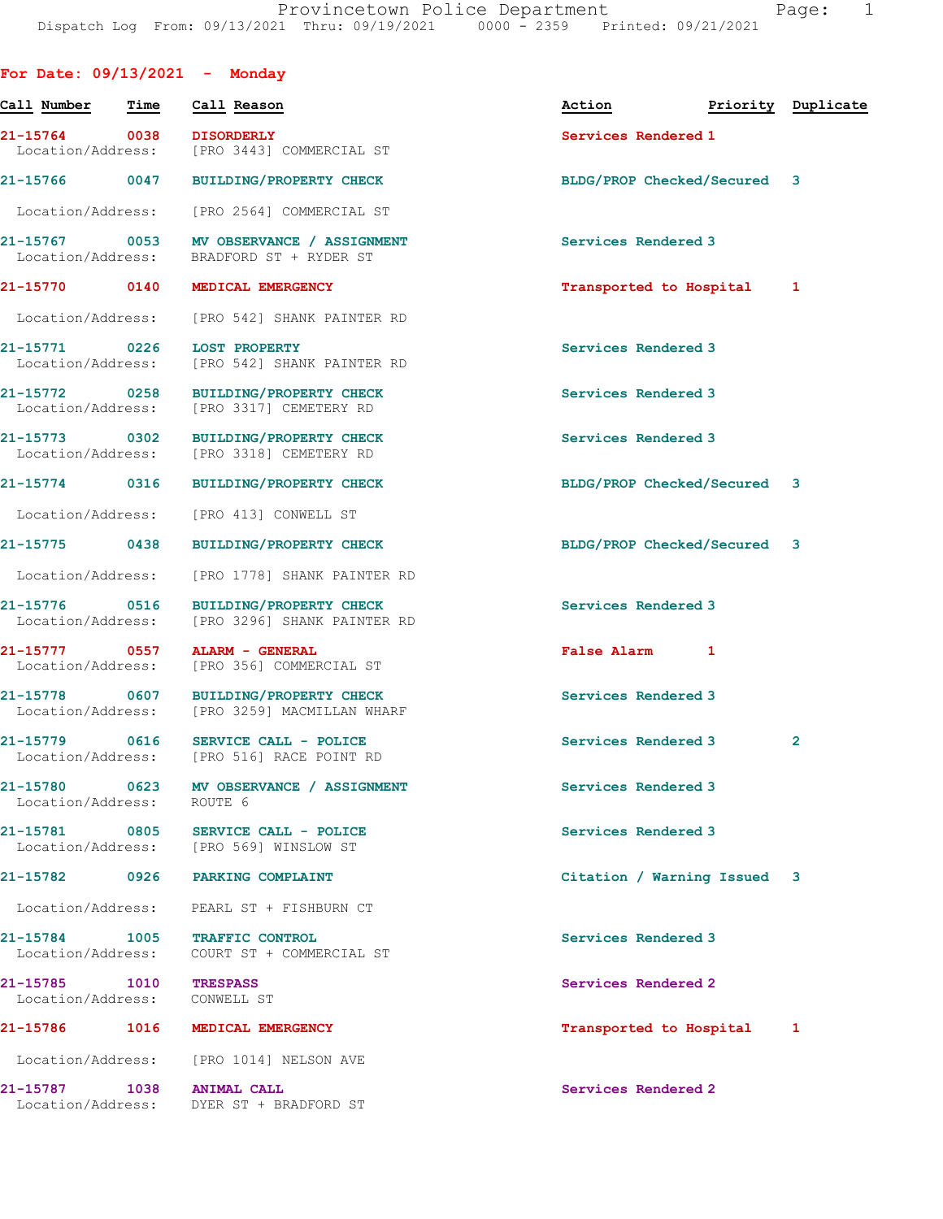# Provincetown Police Department

Dispatch Log From: 09/13/2021 Thru: 09/19/2021 0000 - 2359 Printed: 09/21/2021

## For Date: 09/13/2021 - Monday

| Call Number | Time | Call Reason | Action | Priority | Duplicate |
|---|---|---|---|---|---|
| 21-15764 | 0038 | DISORDERLY | Services Rendered | 1 | |
| Location/Address: | | [PRO 3443] COMMERCIAL ST | | | |
| 21-15766 | 0047 | BUILDING/PROPERTY CHECK | BLDG/PROP Checked/Secured | 3 | |
| Location/Address: | | [PRO 2564] COMMERCIAL ST | | | |
| 21-15767 | 0053 | MV OBSERVANCE / ASSIGNMENT | Services Rendered | 3 | |
| Location/Address: | | BRADFORD ST + RYDER ST | | | |
| 21-15770 | 0140 | MEDICAL EMERGENCY | Transported to Hospital | 1 | |
| Location/Address: | | [PRO 542] SHANK PAINTER RD | | | |
| 21-15771 | 0226 | LOST PROPERTY | Services Rendered | 3 | |
| Location/Address: | | [PRO 542] SHANK PAINTER RD | | | |
| 21-15772 | 0258 | BUILDING/PROPERTY CHECK | Services Rendered | 3 | |
| Location/Address: | | [PRO 3317] CEMETERY RD | | | |
| 21-15773 | 0302 | BUILDING/PROPERTY CHECK | Services Rendered | 3 | |
| Location/Address: | | [PRO 3318] CEMETERY RD | | | |
| 21-15774 | 0316 | BUILDING/PROPERTY CHECK | BLDG/PROP Checked/Secured | 3 | |
| Location/Address: | | [PRO 413] CONWELL ST | | | |
| 21-15775 | 0438 | BUILDING/PROPERTY CHECK | BLDG/PROP Checked/Secured | 3 | |
| Location/Address: | | [PRO 1778] SHANK PAINTER RD | | | |
| 21-15776 | 0516 | BUILDING/PROPERTY CHECK | Services Rendered | 3 | |
| Location/Address: | | [PRO 3296] SHANK PAINTER RD | | | |
| 21-15777 | 0557 | ALARM - GENERAL | False Alarm | 1 | |
| Location/Address: | | [PRO 356] COMMERCIAL ST | | | |
| 21-15778 | 0607 | BUILDING/PROPERTY CHECK | Services Rendered | 3 | |
| Location/Address: | | [PRO 3259] MACMILLAN WHARF | | | |
| 21-15779 | 0616 | SERVICE CALL - POLICE | Services Rendered | 3 | 2 |
| Location/Address: | | [PRO 516] RACE POINT RD | | | |
| 21-15780 | 0623 | MV OBSERVANCE / ASSIGNMENT | Services Rendered | 3 | |
| Location/Address: | | ROUTE 6 | | | |
| 21-15781 | 0805 | SERVICE CALL - POLICE | Services Rendered | 3 | |
| Location/Address: | | [PRO 569] WINSLOW ST | | | |
| 21-15782 | 0926 | PARKING COMPLAINT | Citation / Warning Issued | 3 | |
| Location/Address: | | PEARL ST + FISHBURN CT | | | |
| 21-15784 | 1005 | TRAFFIC CONTROL | Services Rendered | 3 | |
| Location/Address: | | COURT ST + COMMERCIAL ST | | | |
| 21-15785 | 1010 | TRESPASS | Services Rendered | 2 | |
| Location/Address: | | CONWELL ST | | | |
| 21-15786 | 1016 | MEDICAL EMERGENCY | Transported to Hospital | 1 | |
| Location/Address: | | [PRO 1014] NELSON AVE | | | |
| 21-15787 | 1038 | ANIMAL CALL | Services Rendered | 2 | |
| Location/Address: | | DYER ST + BRADFORD ST | | | |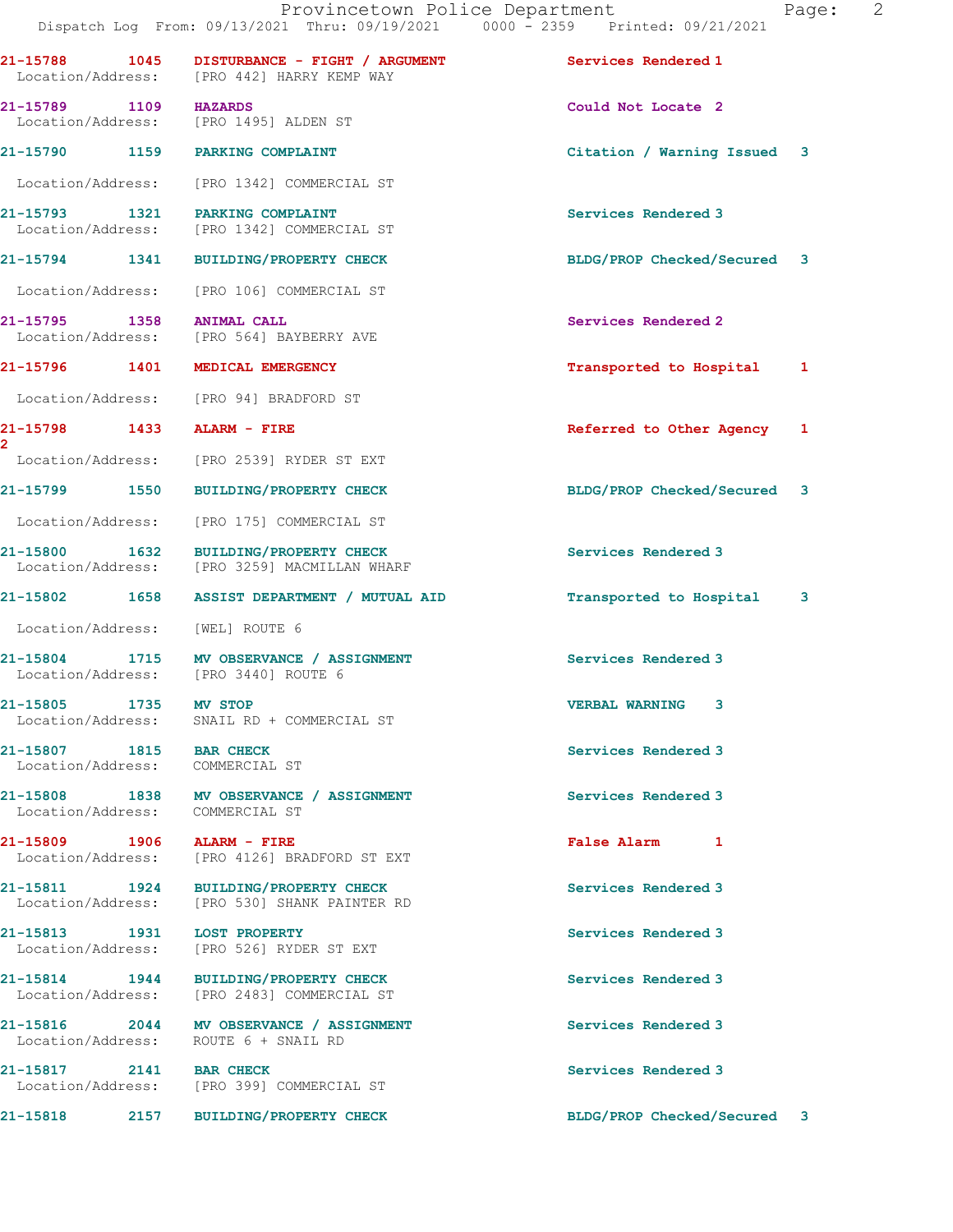| Call # | Time | Call Reason | Action | Priority |
|---|---|---|---|---|
| 21-15788 | 1045 | DISTURBANCE - FIGHT / ARGUMENT | Services Rendered | 1 |
| Location/Address: | | [PRO 442] HARRY KEMP WAY | | |
| 21-15789 | 1109 | HAZARDS | Could Not Locate | 2 |
| Location/Address: | | [PRO 1495] ALDEN ST | | |
| 21-15790 | 1159 | PARKING COMPLAINT | Citation / Warning Issued | 3 |
| Location/Address: | | [PRO 1342] COMMERCIAL ST | | |
| 21-15793 | 1321 | PARKING COMPLAINT | Services Rendered | 3 |
| Location/Address: | | [PRO 1342] COMMERCIAL ST | | |
| 21-15794 | 1341 | BUILDING/PROPERTY CHECK | BLDG/PROP Checked/Secured | 3 |
| Location/Address: | | [PRO 106] COMMERCIAL ST | | |
| 21-15795 | 1358 | ANIMAL CALL | Services Rendered | 2 |
| Location/Address: | | [PRO 564] BAYBERRY AVE | | |
| 21-15796 | 1401 | MEDICAL EMERGENCY | Transported to Hospital | 1 |
| Location/Address: | | [PRO 94] BRADFORD ST | | |
| 21-15798 | 1433 | ALARM - FIRE | Referred to Other Agency | 1 2 |
| Location/Address: | | [PRO 2539] RYDER ST EXT | | |
| 21-15799 | 1550 | BUILDING/PROPERTY CHECK | BLDG/PROP Checked/Secured | 3 |
| Location/Address: | | [PRO 175] COMMERCIAL ST | | |
| 21-15800 | 1632 | BUILDING/PROPERTY CHECK | Services Rendered | 3 |
| Location/Address: | | [PRO 3259] MACMILLAN WHARF | | |
| 21-15802 | 1658 | ASSIST DEPARTMENT / MUTUAL AID | Transported to Hospital | 3 |
| Location/Address: | | [WEL] ROUTE 6 | | |
| 21-15804 | 1715 | MV OBSERVANCE / ASSIGNMENT | Services Rendered | 3 |
| Location/Address: | | [PRO 3440] ROUTE 6 | | |
| 21-15805 | 1735 | MV STOP | VERBAL WARNING | 3 |
| Location/Address: | | SNAIL RD + COMMERCIAL ST | | |
| 21-15807 | 1815 | BAR CHECK | Services Rendered | 3 |
| Location/Address: | | COMMERCIAL ST | | |
| 21-15808 | 1838 | MV OBSERVANCE / ASSIGNMENT | Services Rendered | 3 |
| Location/Address: | | COMMERCIAL ST | | |
| 21-15809 | 1906 | ALARM - FIRE | False Alarm | 1 |
| Location/Address: | | [PRO 4126] BRADFORD ST EXT | | |
| 21-15811 | 1924 | BUILDING/PROPERTY CHECK | Services Rendered | 3 |
| Location/Address: | | [PRO 530] SHANK PAINTER RD | | |
| 21-15813 | 1931 | LOST PROPERTY | Services Rendered | 3 |
| Location/Address: | | [PRO 526] RYDER ST EXT | | |
| 21-15814 | 1944 | BUILDING/PROPERTY CHECK | Services Rendered | 3 |
| Location/Address: | | [PRO 2483] COMMERCIAL ST | | |
| 21-15816 | 2044 | MV OBSERVANCE / ASSIGNMENT | Services Rendered | 3 |
| Location/Address: | | ROUTE 6 + SNAIL RD | | |
| 21-15817 | 2141 | BAR CHECK | Services Rendered | 3 |
| Location/Address: | | [PRO 399] COMMERCIAL ST | | |
| 21-15818 | 2157 | BUILDING/PROPERTY CHECK | BLDG/PROP Checked/Secured | 3 |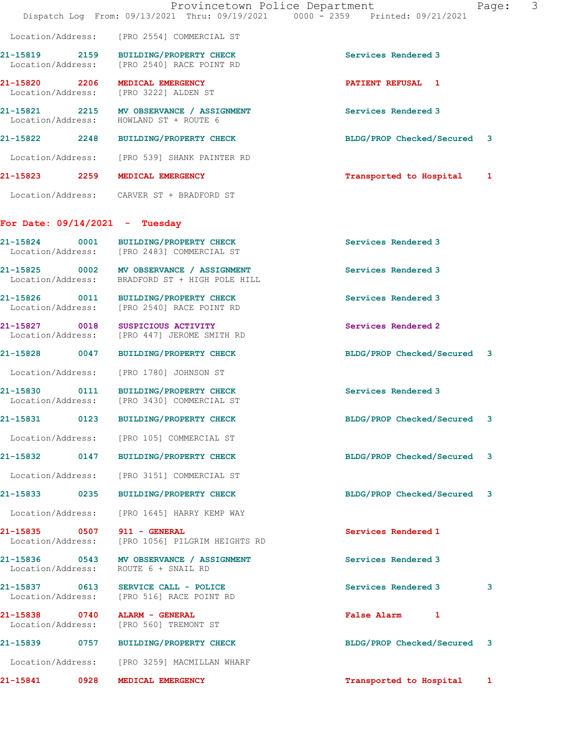Location/Address: [PRO 2554] COMMERCIAL ST

21-15819 2159 BUILDING/PROPERTY CHECK Services Rendered 3
Location/Address: [PRO 2540] RACE POINT RD

21-15820 2206 MEDICAL EMERGENCY PATIENT REFUSAL 1
Location/Address: [PRO 3222] ALDEN ST

21-15821 2215 MV OBSERVANCE / ASSIGNMENT Services Rendered 3
Location/Address: HOWLAND ST + ROUTE 6

21-15822 2248 BUILDING/PROPERTY CHECK BLDG/PROP Checked/Secured 3
Location/Address: [PRO 539] SHANK PAINTER RD

21-15823 2259 MEDICAL EMERGENCY Transported to Hospital 1
Location/Address: CARVER ST + BRADFORD ST

## For Date: 09/14/2021 - Tuesday

21-15824 0001 BUILDING/PROPERTY CHECK Services Rendered 3
Location/Address: [PRO 2483] COMMERCIAL ST

21-15825 0002 MV OBSERVANCE / ASSIGNMENT Services Rendered 3
Location/Address: BRADFORD ST + HIGH POLE HILL

21-15826 0011 BUILDING/PROPERTY CHECK Services Rendered 3
Location/Address: [PRO 2540] RACE POINT RD

21-15827 0018 SUSPICIOUS ACTIVITY Services Rendered 2
Location/Address: [PRO 447] JEROME SMITH RD

21-15828 0047 BUILDING/PROPERTY CHECK BLDG/PROP Checked/Secured 3
Location/Address: [PRO 1780] JOHNSON ST

21-15830 0111 BUILDING/PROPERTY CHECK Services Rendered 3
Location/Address: [PRO 3430] COMMERCIAL ST

21-15831 0123 BUILDING/PROPERTY CHECK BLDG/PROP Checked/Secured 3
Location/Address: [PRO 105] COMMERCIAL ST

21-15832 0147 BUILDING/PROPERTY CHECK BLDG/PROP Checked/Secured 3
Location/Address: [PRO 3151] COMMERCIAL ST

21-15833 0235 BUILDING/PROPERTY CHECK BLDG/PROP Checked/Secured 3
Location/Address: [PRO 1645] HARRY KEMP WAY

21-15835 0507 911 - GENERAL Services Rendered 1
Location/Address: [PRO 1056] PILGRIM HEIGHTS RD

21-15836 0543 MV OBSERVANCE / ASSIGNMENT Services Rendered 3
Location/Address: ROUTE 6 + SNAIL RD

21-15837 0613 SERVICE CALL - POLICE Services Rendered 3 3
Location/Address: [PRO 516] RACE POINT RD

21-15838 0740 ALARM - GENERAL False Alarm 1
Location/Address: [PRO 560] TREMONT ST

21-15839 0757 BUILDING/PROPERTY CHECK BLDG/PROP Checked/Secured 3
Location/Address: [PRO 3259] MACMILLAN WHARF

21-15841 0928 MEDICAL EMERGENCY Transported to Hospital 1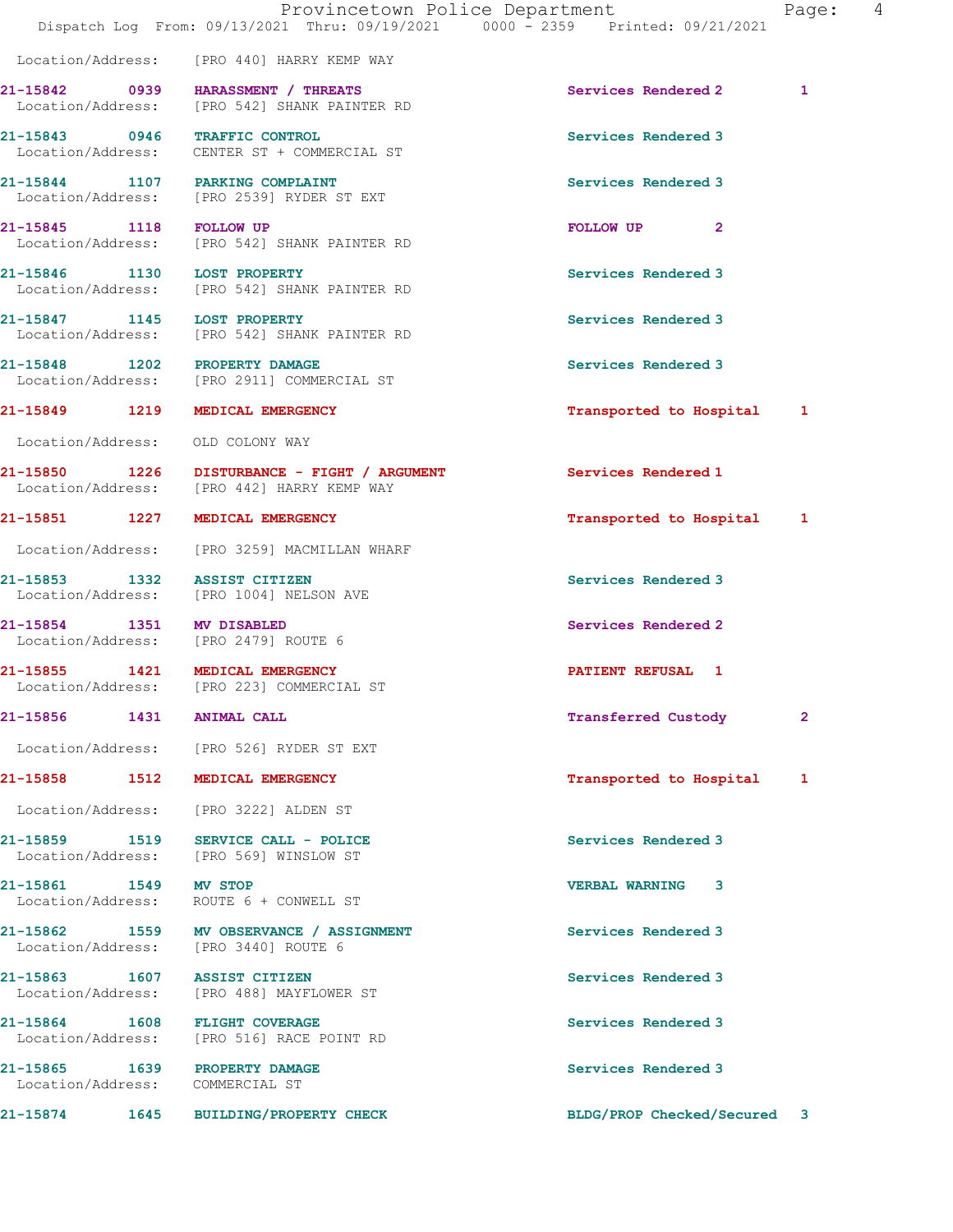Location/Address: [PRO 440] HARRY KEMP WAY

**21-15842 0939 HARASSMENT / THREATS** Services Rendered 2 1
Location/Address: [PRO 542] SHANK PAINTER RD

**21-15843 0946 TRAFFIC CONTROL** Services Rendered 3
Location/Address: CENTER ST + COMMERCIAL ST

**21-15844 1107 PARKING COMPLAINT** Services Rendered 3
Location/Address: [PRO 2539] RYDER ST EXT

**21-15845 1118 FOLLOW UP** FOLLOW UP 2
Location/Address: [PRO 542] SHANK PAINTER RD

**21-15846 1130 LOST PROPERTY** Services Rendered 3
Location/Address: [PRO 542] SHANK PAINTER RD

**21-15847 1145 LOST PROPERTY** Services Rendered 3
Location/Address: [PRO 542] SHANK PAINTER RD

**21-15848 1202 PROPERTY DAMAGE** Services Rendered 3
Location/Address: [PRO 2911] COMMERCIAL ST

**21-15849 1219 MEDICAL EMERGENCY** Transported to Hospital 1
Location/Address: OLD COLONY WAY

**21-15850 1226 DISTURBANCE - FIGHT / ARGUMENT** Services Rendered 1
Location/Address: [PRO 442] HARRY KEMP WAY

**21-15851 1227 MEDICAL EMERGENCY** Transported to Hospital 1
Location/Address: [PRO 3259] MACMILLAN WHARF

**21-15853 1332 ASSIST CITIZEN** Services Rendered 3
Location/Address: [PRO 1004] NELSON AVE

**21-15854 1351 MV DISABLED** Services Rendered 2
Location/Address: [PRO 2479] ROUTE 6

**21-15855 1421 MEDICAL EMERGENCY** PATIENT REFUSAL 1
Location/Address: [PRO 223] COMMERCIAL ST

**21-15856 1431 ANIMAL CALL** Transferred Custody 2
Location/Address: [PRO 526] RYDER ST EXT

**21-15858 1512 MEDICAL EMERGENCY** Transported to Hospital 1
Location/Address: [PRO 3222] ALDEN ST

**21-15859 1519 SERVICE CALL - POLICE** Services Rendered 3
Location/Address: [PRO 569] WINSLOW ST

**21-15861 1549 MV STOP** VERBAL WARNING 3
Location/Address: ROUTE 6 + CONWELL ST

**21-15862 1559 MV OBSERVANCE / ASSIGNMENT** Services Rendered 3
Location/Address: [PRO 3440] ROUTE 6

**21-15863 1607 ASSIST CITIZEN** Services Rendered 3
Location/Address: [PRO 488] MAYFLOWER ST

**21-15864 1608 FLIGHT COVERAGE** Services Rendered 3
Location/Address: [PRO 516] RACE POINT RD

**21-15865 1639 PROPERTY DAMAGE** Services Rendered 3
Location/Address: COMMERCIAL ST

**21-15874 1645 BUILDING/PROPERTY CHECK** BLDG/PROP Checked/Secured 3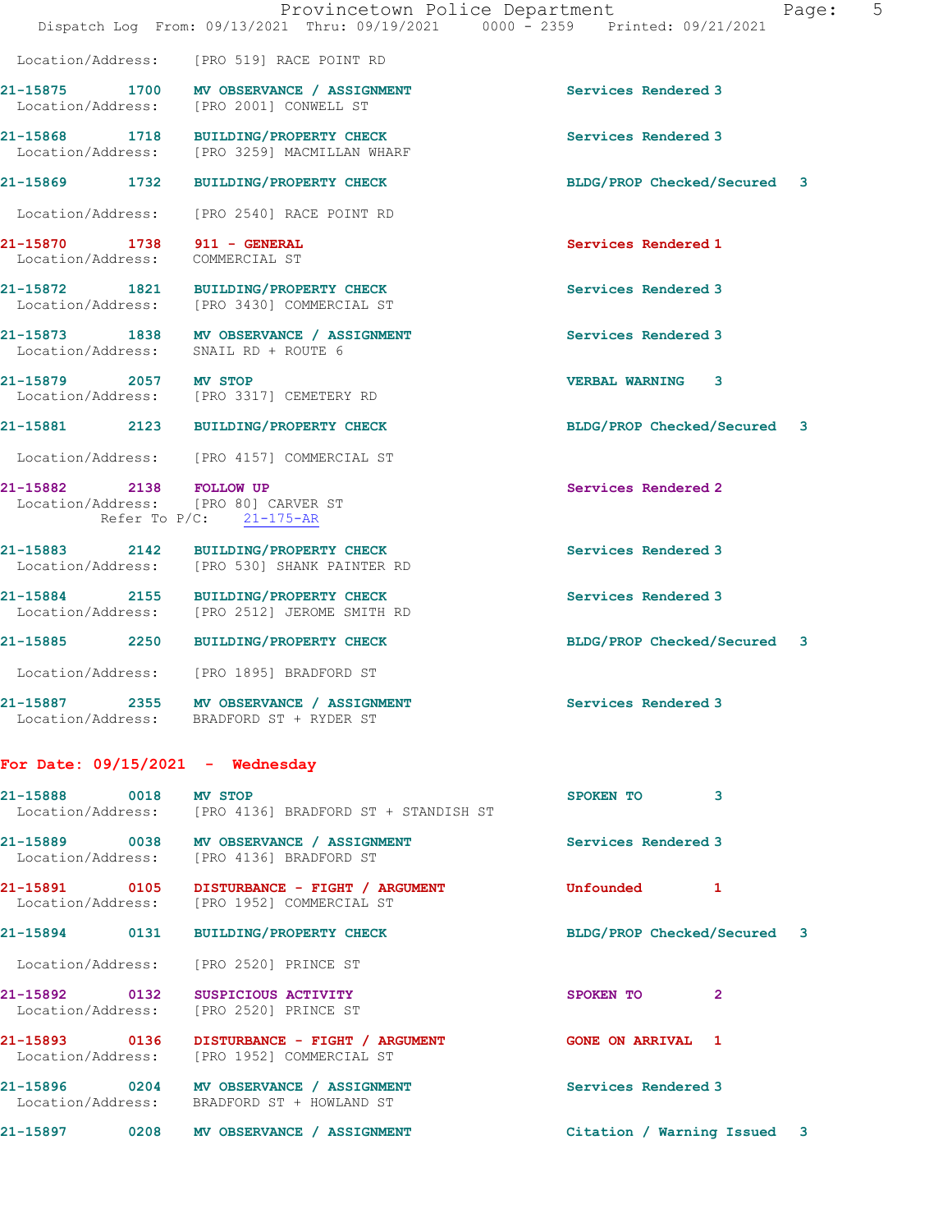Location/Address: [PRO 519] RACE POINT RD

**21-15875 1700 MV OBSERVANCE / ASSIGNMENT** Services Rendered 3
Location/Address: [PRO 2001] CONWELL ST

**21-15868 1718 BUILDING/PROPERTY CHECK** Services Rendered 3
Location/Address: [PRO 3259] MACMILLAN WHARF

**21-15869 1732 BUILDING/PROPERTY CHECK** BLDG/PROP Checked/Secured 3
Location/Address: [PRO 2540] RACE POINT RD

**21-15870 1738 911 - GENERAL** Services Rendered 1
Location/Address: COMMERCIAL ST

**21-15872 1821 BUILDING/PROPERTY CHECK** Services Rendered 3
Location/Address: [PRO 3430] COMMERCIAL ST

**21-15873 1838 MV OBSERVANCE / ASSIGNMENT** Services Rendered 3
Location/Address: SNAIL RD + ROUTE 6

**21-15879 2057 MV STOP** VERBAL WARNING 3
Location/Address: [PRO 3317] CEMETERY RD

**21-15881 2123 BUILDING/PROPERTY CHECK** BLDG/PROP Checked/Secured 3
Location/Address: [PRO 4157] COMMERCIAL ST

**21-15882 2138 FOLLOW UP** Services Rendered 2
Location/Address: [PRO 80] CARVER ST
Refer To P/C: 21-175-AR

**21-15883 2142 BUILDING/PROPERTY CHECK** Services Rendered 3
Location/Address: [PRO 530] SHANK PAINTER RD

**21-15884 2155 BUILDING/PROPERTY CHECK** Services Rendered 3
Location/Address: [PRO 2512] JEROME SMITH RD

**21-15885 2250 BUILDING/PROPERTY CHECK** BLDG/PROP Checked/Secured 3
Location/Address: [PRO 1895] BRADFORD ST

**21-15887 2355 MV OBSERVANCE / ASSIGNMENT** Services Rendered 3
Location/Address: BRADFORD ST + RYDER ST

## For Date: 09/15/2021 - Wednesday

**21-15888 0018 MV STOP** SPOKEN TO 3
Location/Address: [PRO 4136] BRADFORD ST + STANDISH ST

**21-15889 0038 MV OBSERVANCE / ASSIGNMENT** Services Rendered 3
Location/Address: [PRO 4136] BRADFORD ST

**21-15891 0105 DISTURBANCE - FIGHT / ARGUMENT** Unfounded 1
Location/Address: [PRO 1952] COMMERCIAL ST

**21-15894 0131 BUILDING/PROPERTY CHECK** BLDG/PROP Checked/Secured 3
Location/Address: [PRO 2520] PRINCE ST

**21-15892 0132 SUSPICIOUS ACTIVITY** SPOKEN TO 2
Location/Address: [PRO 2520] PRINCE ST

**21-15893 0136 DISTURBANCE - FIGHT / ARGUMENT** GONE ON ARRIVAL 1
Location/Address: [PRO 1952] COMMERCIAL ST

**21-15896 0204 MV OBSERVANCE / ASSIGNMENT** Services Rendered 3
Location/Address: BRADFORD ST + HOWLAND ST

**21-15897 0208 MV OBSERVANCE / ASSIGNMENT** Citation / Warning Issued 3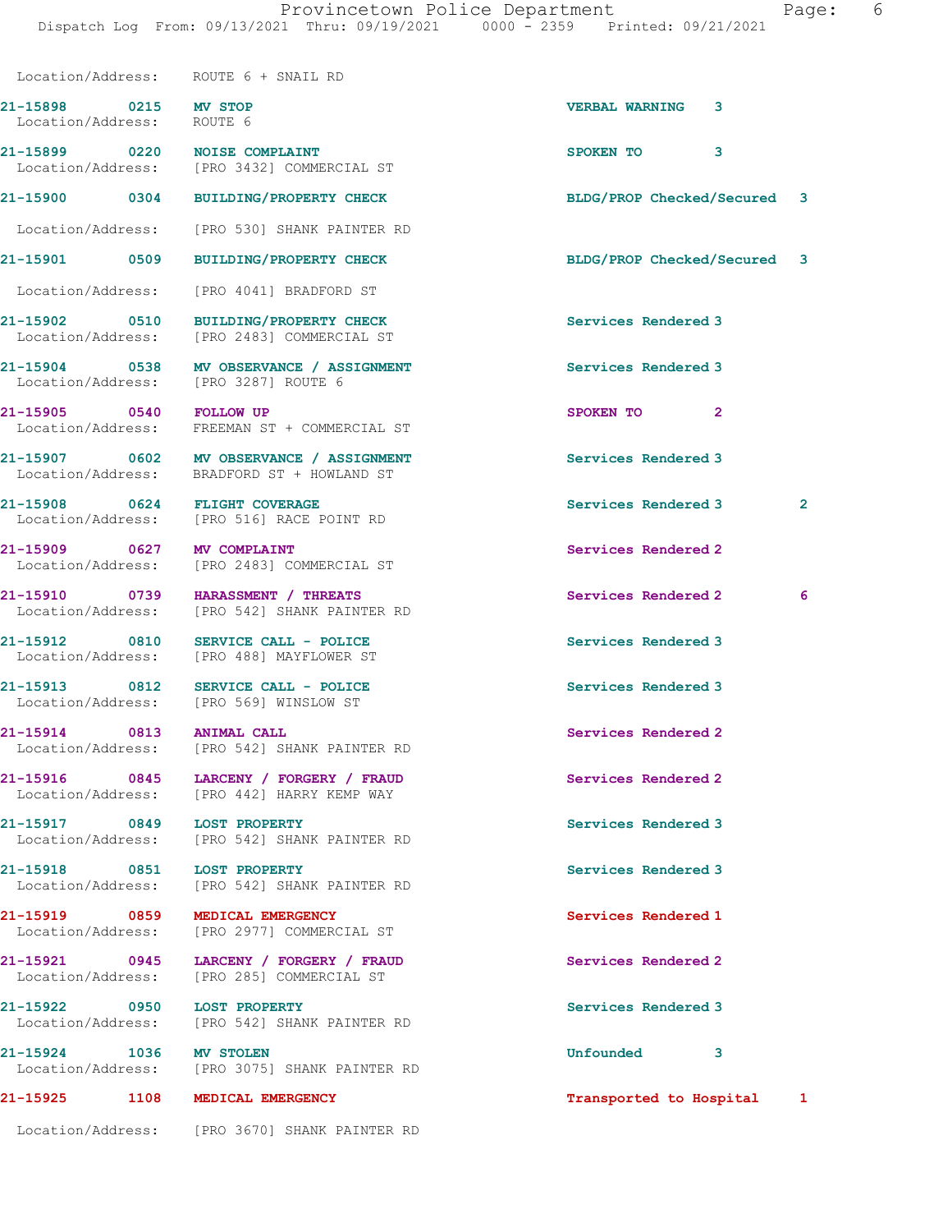Location/Address: ROUTE 6 + SNAIL RD

| Call # | Time | Call Type | Disposition | Priority | |
|---|---|---|---|---|---|
| 21-15898 | 0215 | MV STOP | VERBAL WARNING | 3 | |
| | | Location/Address: ROUTE 6 | | | |
| 21-15899 | 0220 | NOISE COMPLAINT | SPOKEN TO | 3 | |
| | | Location/Address: [PRO 3432] COMMERCIAL ST | | | |
| 21-15900 | 0304 | BUILDING/PROPERTY CHECK | BLDG/PROP Checked/Secured | 3 | |
| | | Location/Address: [PRO 530] SHANK PAINTER RD | | | |
| 21-15901 | 0509 | BUILDING/PROPERTY CHECK | BLDG/PROP Checked/Secured | 3 | |
| | | Location/Address: [PRO 4041] BRADFORD ST | | | |
| 21-15902 | 0510 | BUILDING/PROPERTY CHECK | Services Rendered | 3 | |
| | | Location/Address: [PRO 2483] COMMERCIAL ST | | | |
| 21-15904 | 0538 | MV OBSERVANCE / ASSIGNMENT | Services Rendered | 3 | |
| | | Location/Address: [PRO 3287] ROUTE 6 | | | |
| 21-15905 | 0540 | FOLLOW UP | SPOKEN TO | 2 | |
| | | Location/Address: FREEMAN ST + COMMERCIAL ST | | | |
| 21-15907 | 0602 | MV OBSERVANCE / ASSIGNMENT | Services Rendered | 3 | |
| | | Location/Address: BRADFORD ST + HOWLAND ST | | | |
| 21-15908 | 0624 | FLIGHT COVERAGE | Services Rendered | 3 | 2 |
| | | Location/Address: [PRO 516] RACE POINT RD | | | |
| 21-15909 | 0627 | MV COMPLAINT | Services Rendered | 2 | |
| | | Location/Address: [PRO 2483] COMMERCIAL ST | | | |
| 21-15910 | 0739 | HARASSMENT / THREATS | Services Rendered | 2 | 6 |
| | | Location/Address: [PRO 542] SHANK PAINTER RD | | | |
| 21-15912 | 0810 | SERVICE CALL - POLICE | Services Rendered | 3 | |
| | | Location/Address: [PRO 488] MAYFLOWER ST | | | |
| 21-15913 | 0812 | SERVICE CALL - POLICE | Services Rendered | 3 | |
| | | Location/Address: [PRO 569] WINSLOW ST | | | |
| 21-15914 | 0813 | ANIMAL CALL | Services Rendered | 2 | |
| | | Location/Address: [PRO 542] SHANK PAINTER RD | | | |
| 21-15916 | 0845 | LARCENY / FORGERY / FRAUD | Services Rendered | 2 | |
| | | Location/Address: [PRO 442] HARRY KEMP WAY | | | |
| 21-15917 | 0849 | LOST PROPERTY | Services Rendered | 3 | |
| | | Location/Address: [PRO 542] SHANK PAINTER RD | | | |
| 21-15918 | 0851 | LOST PROPERTY | Services Rendered | 3 | |
| | | Location/Address: [PRO 542] SHANK PAINTER RD | | | |
| 21-15919 | 0859 | MEDICAL EMERGENCY | Services Rendered | 1 | |
| | | Location/Address: [PRO 2977] COMMERCIAL ST | | | |
| 21-15921 | 0945 | LARCENY / FORGERY / FRAUD | Services Rendered | 2 | |
| | | Location/Address: [PRO 285] COMMERCIAL ST | | | |
| 21-15922 | 0950 | LOST PROPERTY | Services Rendered | 3 | |
| | | Location/Address: [PRO 542] SHANK PAINTER RD | | | |
| 21-15924 | 1036 | MV STOLEN | Unfounded | 3 | |
| | | Location/Address: [PRO 3075] SHANK PAINTER RD | | | |
| 21-15925 | 1108 | MEDICAL EMERGENCY | Transported to Hospital | 1 | |
| | | Location/Address: [PRO 3670] SHANK PAINTER RD | | | |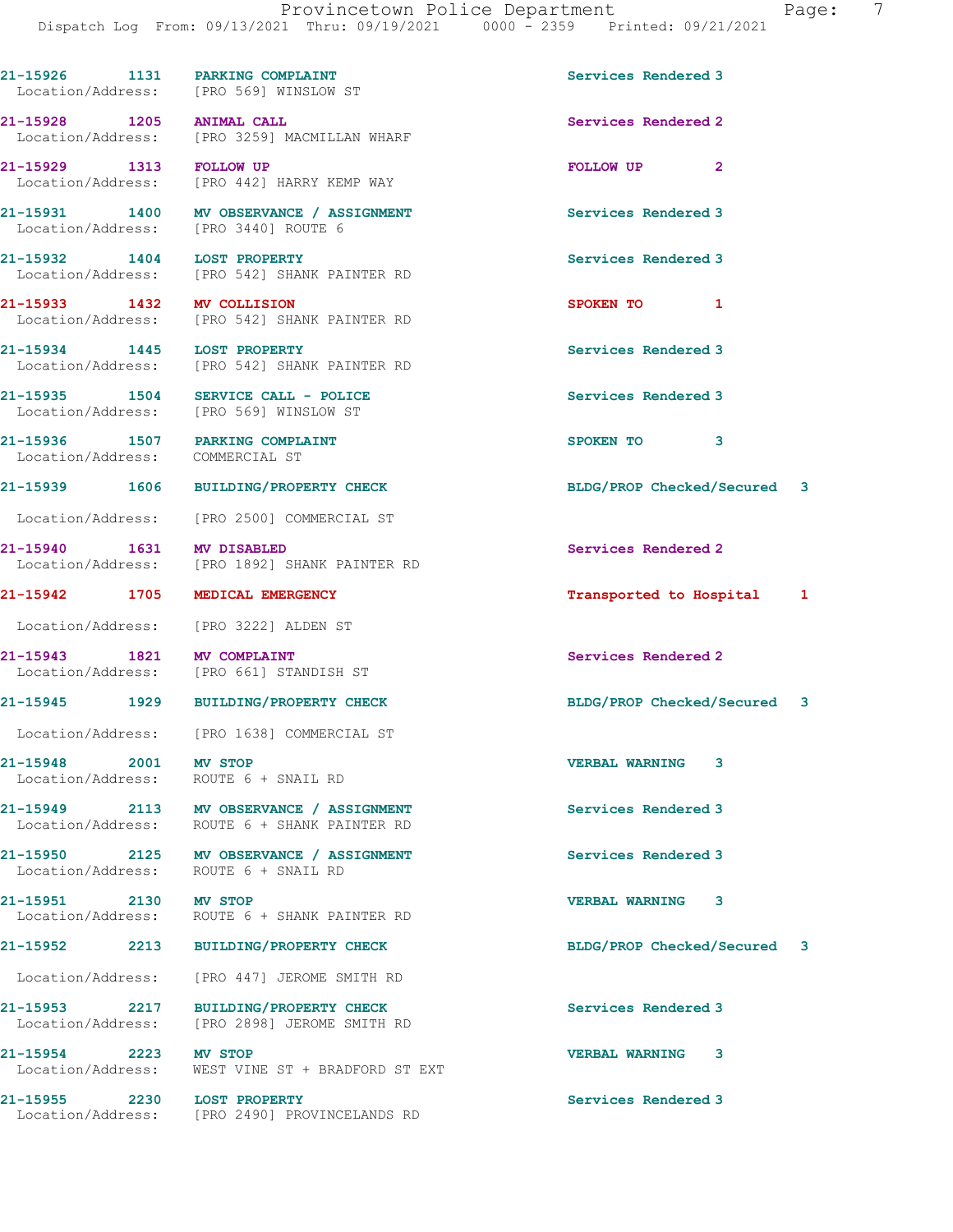| Call Number | Time | Call Reason | Action | Priority |
|---|---|---|---|---|
| 21-15926 | 1131 | PARKING COMPLAINT | Services Rendered | 3 |
| Location/Address: | | [PRO 569] WINSLOW ST | | |
| 21-15928 | 1205 | ANIMAL CALL | Services Rendered | 2 |
| Location/Address: | | [PRO 3259] MACMILLAN WHARF | | |
| 21-15929 | 1313 | FOLLOW UP | FOLLOW UP | 2 |
| Location/Address: | | [PRO 442] HARRY KEMP WAY | | |
| 21-15931 | 1400 | MV OBSERVANCE / ASSIGNMENT | Services Rendered | 3 |
| Location/Address: | | [PRO 3440] ROUTE 6 | | |
| 21-15932 | 1404 | LOST PROPERTY | Services Rendered | 3 |
| Location/Address: | | [PRO 542] SHANK PAINTER RD | | |
| 21-15933 | 1432 | MV COLLISION | SPOKEN TO | 1 |
| Location/Address: | | [PRO 542] SHANK PAINTER RD | | |
| 21-15934 | 1445 | LOST PROPERTY | Services Rendered | 3 |
| Location/Address: | | [PRO 542] SHANK PAINTER RD | | |
| 21-15935 | 1504 | SERVICE CALL - POLICE | Services Rendered | 3 |
| Location/Address: | | [PRO 569] WINSLOW ST | | |
| 21-15936 | 1507 | PARKING COMPLAINT | SPOKEN TO | 3 |
| Location/Address: | | COMMERCIAL ST | | |
| 21-15939 | 1606 | BUILDING/PROPERTY CHECK | BLDG/PROP Checked/Secured | 3 |
| Location/Address: | | [PRO 2500] COMMERCIAL ST | | |
| 21-15940 | 1631 | MV DISABLED | Services Rendered | 2 |
| Location/Address: | | [PRO 1892] SHANK PAINTER RD | | |
| 21-15942 | 1705 | MEDICAL EMERGENCY | Transported to Hospital | 1 |
| Location/Address: | | [PRO 3222] ALDEN ST | | |
| 21-15943 | 1821 | MV COMPLAINT | Services Rendered | 2 |
| Location/Address: | | [PRO 661] STANDISH ST | | |
| 21-15945 | 1929 | BUILDING/PROPERTY CHECK | BLDG/PROP Checked/Secured | 3 |
| Location/Address: | | [PRO 1638] COMMERCIAL ST | | |
| 21-15948 | 2001 | MV STOP | VERBAL WARNING | 3 |
| Location/Address: | | ROUTE 6 + SNAIL RD | | |
| 21-15949 | 2113 | MV OBSERVANCE / ASSIGNMENT | Services Rendered | 3 |
| Location/Address: | | ROUTE 6 + SHANK PAINTER RD | | |
| 21-15950 | 2125 | MV OBSERVANCE / ASSIGNMENT | Services Rendered | 3 |
| Location/Address: | | ROUTE 6 + SNAIL RD | | |
| 21-15951 | 2130 | MV STOP | VERBAL WARNING | 3 |
| Location/Address: | | ROUTE 6 + SHANK PAINTER RD | | |
| 21-15952 | 2213 | BUILDING/PROPERTY CHECK | BLDG/PROP Checked/Secured | 3 |
| Location/Address: | | [PRO 447] JEROME SMITH RD | | |
| 21-15953 | 2217 | BUILDING/PROPERTY CHECK | Services Rendered | 3 |
| Location/Address: | | [PRO 2898] JEROME SMITH RD | | |
| 21-15954 | 2223 | MV STOP | VERBAL WARNING | 3 |
| Location/Address: | | WEST VINE ST + BRADFORD ST EXT | | |
| 21-15955 | 2230 | LOST PROPERTY | Services Rendered | 3 |
| Location/Address: | | [PRO 2490] PROVINCELANDS RD | | |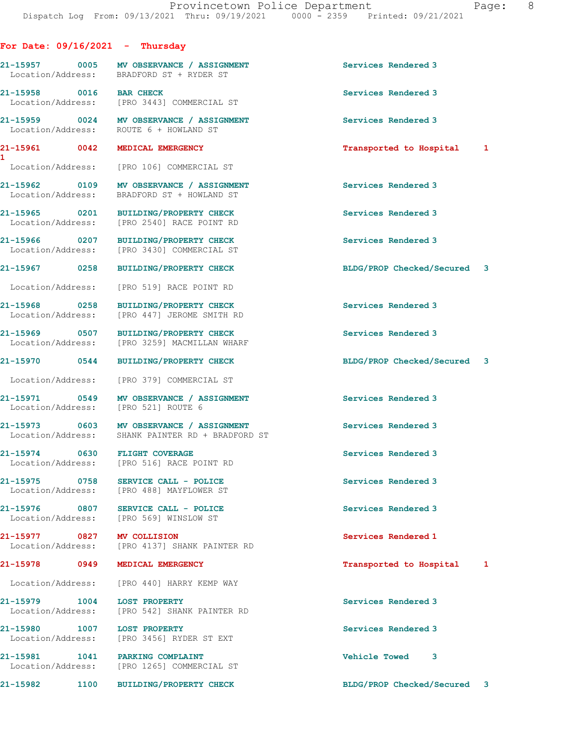## For Date: 09/16/2021 - Thursday

| Call # | Time | Call Type | Disposition | Priority |
|---|---|---|---|---|
| 21-15957 | 0005 | MV OBSERVANCE / ASSIGNMENT | Services Rendered | 3 |
| | | Location/Address: BRADFORD ST + RYDER ST | | |
| 21-15958 | 0016 | BAR CHECK | Services Rendered | 3 |
| | | Location/Address: [PRO 3443] COMMERCIAL ST | | |
| 21-15959 | 0024 | MV OBSERVANCE / ASSIGNMENT | Services Rendered | 3 |
| | | Location/Address: ROUTE 6 + HOWLAND ST | | |
| 21-15961 | 0042 | MEDICAL EMERGENCY | Transported to Hospital | 1 |
| 1 | | Location/Address: [PRO 106] COMMERCIAL ST | | |
| 21-15962 | 0109 | MV OBSERVANCE / ASSIGNMENT | Services Rendered | 3 |
| | | Location/Address: BRADFORD ST + HOWLAND ST | | |
| 21-15965 | 0201 | BUILDING/PROPERTY CHECK | Services Rendered | 3 |
| | | Location/Address: [PRO 2540] RACE POINT RD | | |
| 21-15966 | 0207 | BUILDING/PROPERTY CHECK | Services Rendered | 3 |
| | | Location/Address: [PRO 3430] COMMERCIAL ST | | |
| 21-15967 | 0258 | BUILDING/PROPERTY CHECK | BLDG/PROP Checked/Secured | 3 |
| | | Location/Address: [PRO 519] RACE POINT RD | | |
| 21-15968 | 0258 | BUILDING/PROPERTY CHECK | Services Rendered | 3 |
| | | Location/Address: [PRO 447] JEROME SMITH RD | | |
| 21-15969 | 0507 | BUILDING/PROPERTY CHECK | Services Rendered | 3 |
| | | Location/Address: [PRO 3259] MACMILLAN WHARF | | |
| 21-15970 | 0544 | BUILDING/PROPERTY CHECK | BLDG/PROP Checked/Secured | 3 |
| | | Location/Address: [PRO 379] COMMERCIAL ST | | |
| 21-15971 | 0549 | MV OBSERVANCE / ASSIGNMENT | Services Rendered | 3 |
| | | Location/Address: [PRO 521] ROUTE 6 | | |
| 21-15973 | 0603 | MV OBSERVANCE / ASSIGNMENT | Services Rendered | 3 |
| | | Location/Address: SHANK PAINTER RD + BRADFORD ST | | |
| 21-15974 | 0630 | FLIGHT COVERAGE | Services Rendered | 3 |
| | | Location/Address: [PRO 516] RACE POINT RD | | |
| 21-15975 | 0758 | SERVICE CALL - POLICE | Services Rendered | 3 |
| | | Location/Address: [PRO 488] MAYFLOWER ST | | |
| 21-15976 | 0807 | SERVICE CALL - POLICE | Services Rendered | 3 |
| | | Location/Address: [PRO 569] WINSLOW ST | | |
| 21-15977 | 0827 | MV COLLISION | Services Rendered | 1 |
| | | Location/Address: [PRO 4137] SHANK PAINTER RD | | |
| 21-15978 | 0949 | MEDICAL EMERGENCY | Transported to Hospital | 1 |
| | | Location/Address: [PRO 440] HARRY KEMP WAY | | |
| 21-15979 | 1004 | LOST PROPERTY | Services Rendered | 3 |
| | | Location/Address: [PRO 542] SHANK PAINTER RD | | |
| 21-15980 | 1007 | LOST PROPERTY | Services Rendered | 3 |
| | | Location/Address: [PRO 3456] RYDER ST EXT | | |
| 21-15981 | 1041 | PARKING COMPLAINT | Vehicle Towed | 3 |
| | | Location/Address: [PRO 1265] COMMERCIAL ST | | |
| 21-15982 | 1100 | BUILDING/PROPERTY CHECK | BLDG/PROP Checked/Secured | 3 |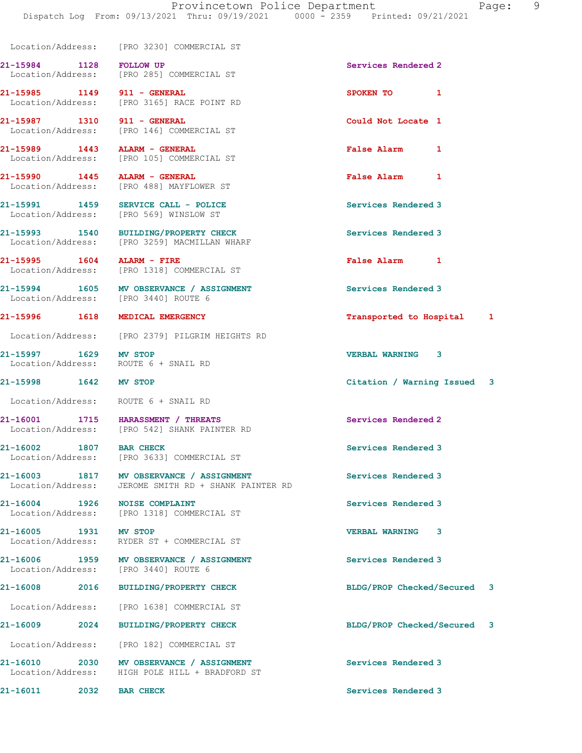Location/Address: [PRO 3230] COMMERCIAL ST

**21-15984 1128 FOLLOW UP** Services Rendered 2
Location/Address: [PRO 285] COMMERCIAL ST

**21-15985 1149 911 - GENERAL** SPOKEN TO 1
Location/Address: [PRO 3165] RACE POINT RD

**21-15987 1310 911 - GENERAL** Could Not Locate 1
Location/Address: [PRO 146] COMMERCIAL ST

**21-15989 1443 ALARM - GENERAL** False Alarm 1
Location/Address: [PRO 105] COMMERCIAL ST

**21-15990 1445 ALARM - GENERAL** False Alarm 1
Location/Address: [PRO 488] MAYFLOWER ST

**21-15991 1459 SERVICE CALL - POLICE** Services Rendered 3
Location/Address: [PRO 569] WINSLOW ST

**21-15993 1540 BUILDING/PROPERTY CHECK** Services Rendered 3
Location/Address: [PRO 3259] MACMILLAN WHARF

**21-15995 1604 ALARM - FIRE** False Alarm 1
Location/Address: [PRO 1318] COMMERCIAL ST

**21-15994 1605 MV OBSERVANCE / ASSIGNMENT** Services Rendered 3
Location/Address: [PRO 3440] ROUTE 6

**21-15996 1618 MEDICAL EMERGENCY** Transported to Hospital 1
Location/Address: [PRO 2379] PILGRIM HEIGHTS RD

**21-15997 1629 MV STOP** VERBAL WARNING 3
Location/Address: ROUTE 6 + SNAIL RD

**21-15998 1642 MV STOP** Citation / Warning Issued 3
Location/Address: ROUTE 6 + SNAIL RD

**21-16001 1715 HARASSMENT / THREATS** Services Rendered 2
Location/Address: [PRO 542] SHANK PAINTER RD

**21-16002 1807 BAR CHECK** Services Rendered 3
Location/Address: [PRO 3633] COMMERCIAL ST

**21-16003 1817 MV OBSERVANCE / ASSIGNMENT** Services Rendered 3
Location/Address: JEROME SMITH RD + SHANK PAINTER RD

**21-16004 1926 NOISE COMPLAINT** Services Rendered 3
Location/Address: [PRO 1318] COMMERCIAL ST

**21-16005 1931 MV STOP** VERBAL WARNING 3
Location/Address: RYDER ST + COMMERCIAL ST

**21-16006 1959 MV OBSERVANCE / ASSIGNMENT** Services Rendered 3
Location/Address: [PRO 3440] ROUTE 6

**21-16008 2016 BUILDING/PROPERTY CHECK** BLDG/PROP Checked/Secured 3
Location/Address: [PRO 1638] COMMERCIAL ST

**21-16009 2024 BUILDING/PROPERTY CHECK** BLDG/PROP Checked/Secured 3
Location/Address: [PRO 182] COMMERCIAL ST

**21-16010 2030 MV OBSERVANCE / ASSIGNMENT** Services Rendered 3
Location/Address: HIGH POLE HILL + BRADFORD ST

**21-16011 2032 BAR CHECK** Services Rendered 3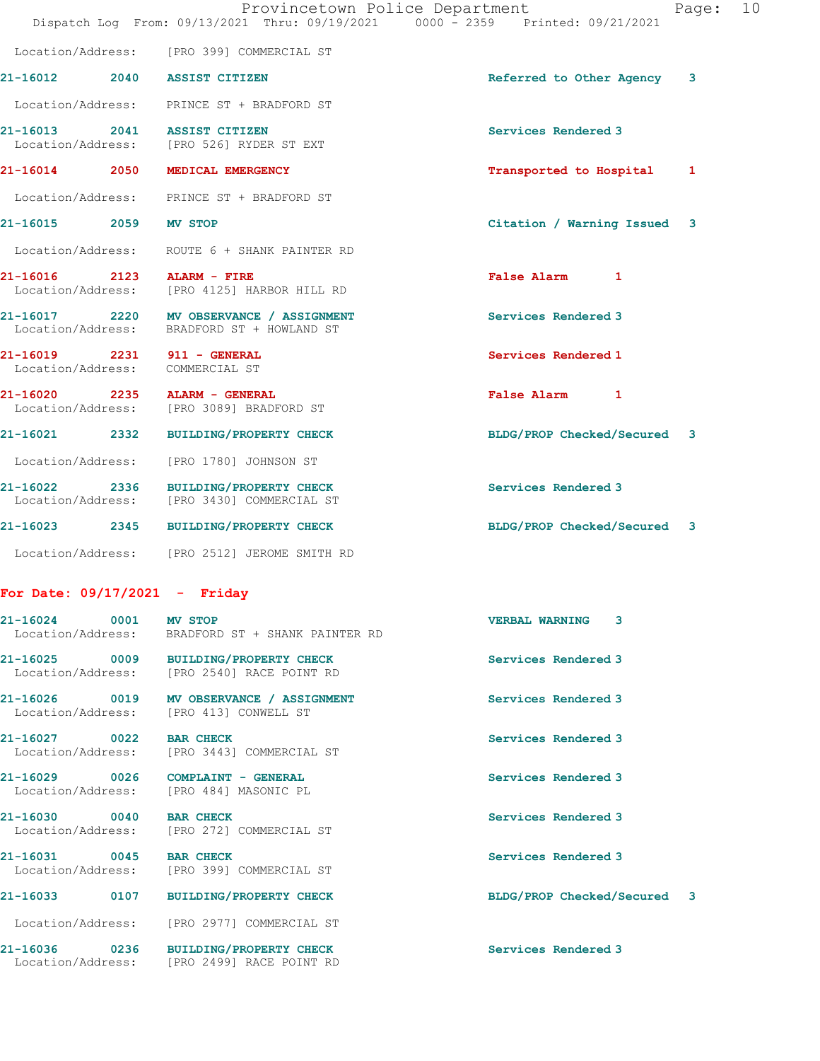Location/Address: [PRO 399] COMMERCIAL ST

| Call # | Time | Call Type | Disposition | Priority |
|---|---|---|---|---|
| 21-16012 | 2040 | ASSIST CITIZEN | Referred to Other Agency | 3 |
| | | Location/Address: PRINCE ST + BRADFORD ST | | |
| 21-16013 | 2041 | ASSIST CITIZEN | Services Rendered | 3 |
| | | Location/Address: [PRO 526] RYDER ST EXT | | |
| 21-16014 | 2050 | MEDICAL EMERGENCY | Transported to Hospital | 1 |
| | | Location/Address: PRINCE ST + BRADFORD ST | | |
| 21-16015 | 2059 | MV STOP | Citation / Warning Issued | 3 |
| | | Location/Address: ROUTE 6 + SHANK PAINTER RD | | |
| 21-16016 | 2123 | ALARM - FIRE | False Alarm | 1 |
| | | Location/Address: [PRO 4125] HARBOR HILL RD | | |
| 21-16017 | 2220 | MV OBSERVANCE / ASSIGNMENT | Services Rendered | 3 |
| | | Location/Address: BRADFORD ST + HOWLAND ST | | |
| 21-16019 | 2231 | 911 - GENERAL | Services Rendered | 1 |
| | | Location/Address: COMMERCIAL ST | | |
| 21-16020 | 2235 | ALARM - GENERAL | False Alarm | 1 |
| | | Location/Address: [PRO 3089] BRADFORD ST | | |
| 21-16021 | 2332 | BUILDING/PROPERTY CHECK | BLDG/PROP Checked/Secured | 3 |
| | | Location/Address: [PRO 1780] JOHNSON ST | | |
| 21-16022 | 2336 | BUILDING/PROPERTY CHECK | Services Rendered | 3 |
| | | Location/Address: [PRO 3430] COMMERCIAL ST | | |
| 21-16023 | 2345 | BUILDING/PROPERTY CHECK | BLDG/PROP Checked/Secured | 3 |
| | | Location/Address: [PRO 2512] JEROME SMITH RD | | |

## For Date: 09/17/2021 - Friday

| Call # | Time | Call Type | Disposition | Priority |
|---|---|---|---|---|
| 21-16024 | 0001 | MV STOP | VERBAL WARNING | 3 |
| | | Location/Address: BRADFORD ST + SHANK PAINTER RD | | |
| 21-16025 | 0009 | BUILDING/PROPERTY CHECK | Services Rendered | 3 |
| | | Location/Address: [PRO 2540] RACE POINT RD | | |
| 21-16026 | 0019 | MV OBSERVANCE / ASSIGNMENT | Services Rendered | 3 |
| | | Location/Address: [PRO 413] CONWELL ST | | |
| 21-16027 | 0022 | BAR CHECK | Services Rendered | 3 |
| | | Location/Address: [PRO 3443] COMMERCIAL ST | | |
| 21-16029 | 0026 | COMPLAINT - GENERAL | Services Rendered | 3 |
| | | Location/Address: [PRO 484] MASONIC PL | | |
| 21-16030 | 0040 | BAR CHECK | Services Rendered | 3 |
| | | Location/Address: [PRO 272] COMMERCIAL ST | | |
| 21-16031 | 0045 | BAR CHECK | Services Rendered | 3 |
| | | Location/Address: [PRO 399] COMMERCIAL ST | | |
| 21-16033 | 0107 | BUILDING/PROPERTY CHECK | BLDG/PROP Checked/Secured | 3 |
| | | Location/Address: [PRO 2977] COMMERCIAL ST | | |
| 21-16036 | 0236 | BUILDING/PROPERTY CHECK | Services Rendered | 3 |
| | | Location/Address: [PRO 2499] RACE POINT RD | | |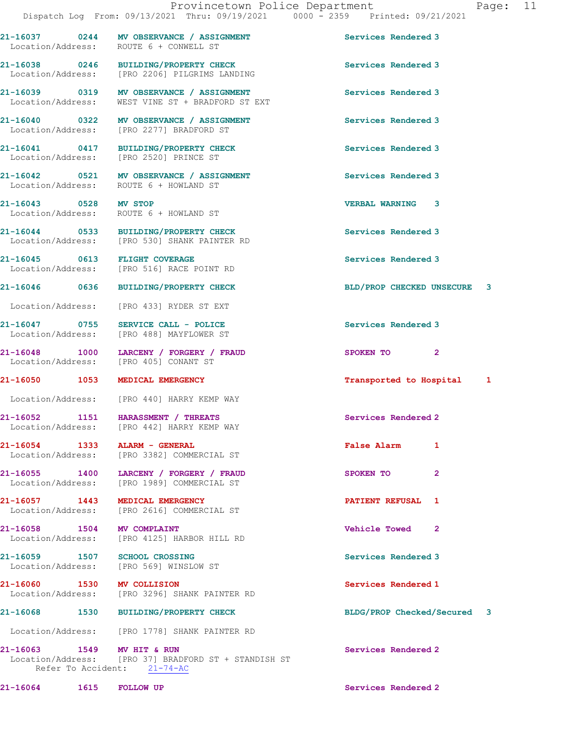21-16037 0244 MV OBSERVANCE / ASSIGNMENT Services Rendered 3
Location/Address: ROUTE 6 + CONWELL ST

21-16038 0246 BUILDING/PROPERTY CHECK Services Rendered 3
Location/Address: [PRO 2206] PILGRIMS LANDING

21-16039 0319 MV OBSERVANCE / ASSIGNMENT Services Rendered 3
Location/Address: WEST VINE ST + BRADFORD ST EXT

21-16040 0322 MV OBSERVANCE / ASSIGNMENT Services Rendered 3
Location/Address: [PRO 2277] BRADFORD ST

21-16041 0417 BUILDING/PROPERTY CHECK Services Rendered 3
Location/Address: [PRO 2520] PRINCE ST

21-16042 0521 MV OBSERVANCE / ASSIGNMENT Services Rendered 3
Location/Address: ROUTE 6 + HOWLAND ST

21-16043 0528 MV STOP VERBAL WARNING 3
Location/Address: ROUTE 6 + HOWLAND ST

21-16044 0533 BUILDING/PROPERTY CHECK Services Rendered 3
Location/Address: [PRO 530] SHANK PAINTER RD

21-16045 0613 FLIGHT COVERAGE Services Rendered 3
Location/Address: [PRO 516] RACE POINT RD

21-16046 0636 BUILDING/PROPERTY CHECK BLD/PROP CHECKED UNSECURE 3
Location/Address: [PRO 433] RYDER ST EXT

21-16047 0755 SERVICE CALL - POLICE Services Rendered 3
Location/Address: [PRO 488] MAYFLOWER ST

21-16048 1000 LARCENY / FORGERY / FRAUD SPOKEN TO 2
Location/Address: [PRO 405] CONANT ST

21-16050 1053 MEDICAL EMERGENCY Transported to Hospital 1
Location/Address: [PRO 440] HARRY KEMP WAY

21-16052 1151 HARASSMENT / THREATS Services Rendered 2
Location/Address: [PRO 442] HARRY KEMP WAY

21-16054 1333 ALARM - GENERAL False Alarm 1
Location/Address: [PRO 3382] COMMERCIAL ST

21-16055 1400 LARCENY / FORGERY / FRAUD SPOKEN TO 2
Location/Address: [PRO 1989] COMMERCIAL ST

21-16057 1443 MEDICAL EMERGENCY PATIENT REFUSAL 1
Location/Address: [PRO 2616] COMMERCIAL ST

21-16058 1504 MV COMPLAINT Vehicle Towed 2
Location/Address: [PRO 4125] HARBOR HILL RD

21-16059 1507 SCHOOL CROSSING Services Rendered 3
Location/Address: [PRO 569] WINSLOW ST

21-16060 1530 MV COLLISION Services Rendered 1
Location/Address: [PRO 3296] SHANK PAINTER RD

21-16068 1530 BUILDING/PROPERTY CHECK BLDG/PROP Checked/Secured 3
Location/Address: [PRO 1778] SHANK PAINTER RD

21-16063 1549 MV HIT & RUN Services Rendered 2
Location/Address: [PRO 37] BRADFORD ST + STANDISH ST
Refer To Accident: 21-74-AC

21-16064 1615 FOLLOW UP Services Rendered 2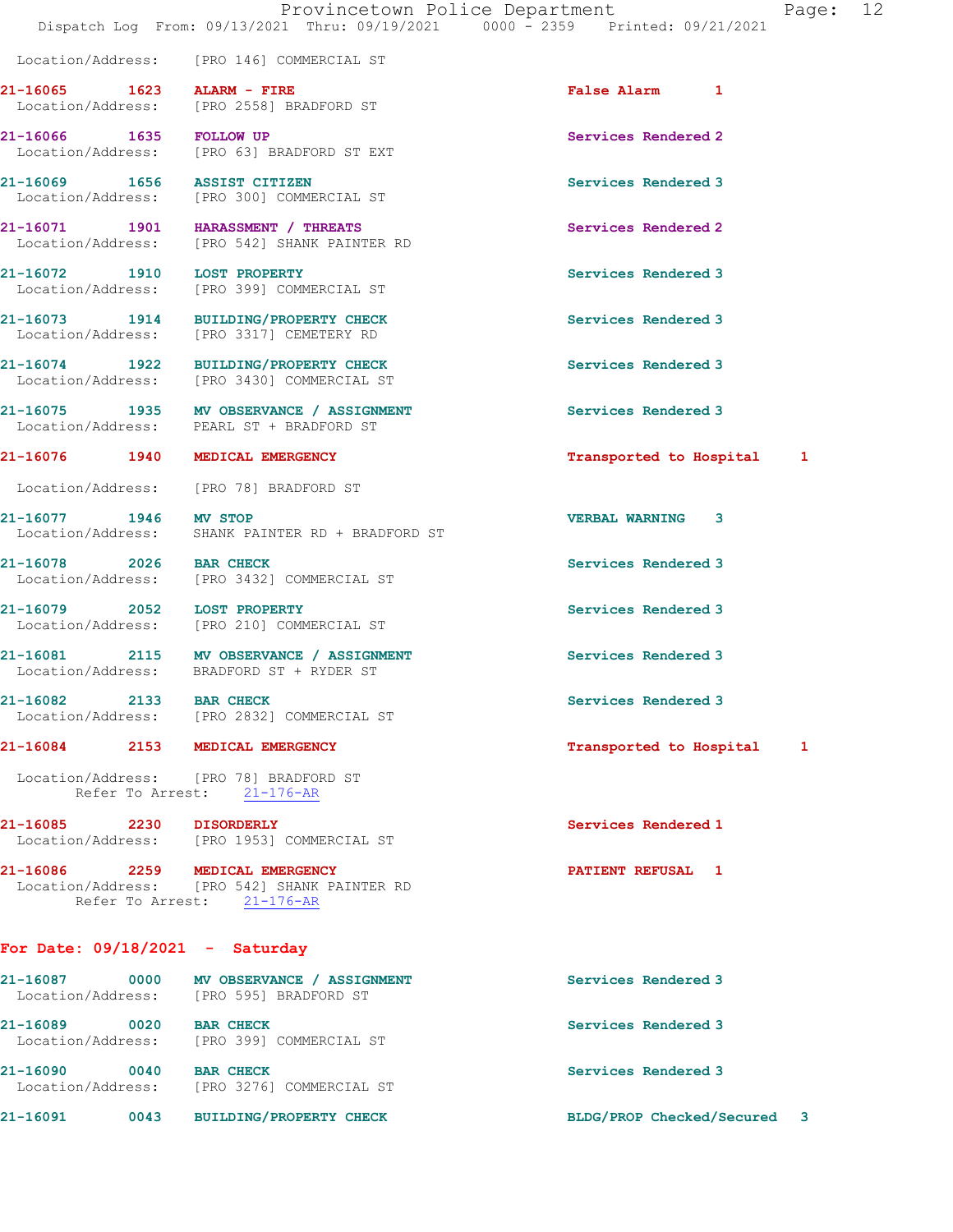Location/Address: [PRO 146] COMMERCIAL ST

**21-16065 1623 ALARM - FIRE** False Alarm 1
Location/Address: [PRO 2558] BRADFORD ST

**21-16066 1635 FOLLOW UP** Services Rendered 2
Location/Address: [PRO 63] BRADFORD ST EXT

**21-16069 1656 ASSIST CITIZEN** Services Rendered 3
Location/Address: [PRO 300] COMMERCIAL ST

**21-16071 1901 HARASSMENT / THREATS** Services Rendered 2
Location/Address: [PRO 542] SHANK PAINTER RD

**21-16072 1910 LOST PROPERTY** Services Rendered 3
Location/Address: [PRO 399] COMMERCIAL ST

**21-16073 1914 BUILDING/PROPERTY CHECK** Services Rendered 3
Location/Address: [PRO 3317] CEMETERY RD

**21-16074 1922 BUILDING/PROPERTY CHECK** Services Rendered 3
Location/Address: [PRO 3430] COMMERCIAL ST

**21-16075 1935 MV OBSERVANCE / ASSIGNMENT** Services Rendered 3
Location/Address: PEARL ST + BRADFORD ST

**21-16076 1940 MEDICAL EMERGENCY** Transported to Hospital 1
Location/Address: [PRO 78] BRADFORD ST

**21-16077 1946 MV STOP** VERBAL WARNING 3
Location/Address: SHANK PAINTER RD + BRADFORD ST

**21-16078 2026 BAR CHECK** Services Rendered 3
Location/Address: [PRO 3432] COMMERCIAL ST

**21-16079 2052 LOST PROPERTY** Services Rendered 3
Location/Address: [PRO 210] COMMERCIAL ST

**21-16081 2115 MV OBSERVANCE / ASSIGNMENT** Services Rendered 3
Location/Address: BRADFORD ST + RYDER ST

**21-16082 2133 BAR CHECK** Services Rendered 3
Location/Address: [PRO 2832] COMMERCIAL ST

**21-16084 2153 MEDICAL EMERGENCY** Transported to Hospital 1
Location/Address: [PRO 78] BRADFORD ST
Refer To Arrest: 21-176-AR

**21-16085 2230 DISORDERLY** Services Rendered 1
Location/Address: [PRO 1953] COMMERCIAL ST

**21-16086 2259 MEDICAL EMERGENCY** PATIENT REFUSAL 1
Location/Address: [PRO 542] SHANK PAINTER RD
Refer To Arrest: 21-176-AR

## For Date: 09/18/2021 - Saturday

**21-16087 0000 MV OBSERVANCE / ASSIGNMENT** Services Rendered 3
Location/Address: [PRO 595] BRADFORD ST

**21-16089 0020 BAR CHECK** Services Rendered 3
Location/Address: [PRO 399] COMMERCIAL ST

**21-16090 0040 BAR CHECK** Services Rendered 3
Location/Address: [PRO 3276] COMMERCIAL ST

**21-16091 0043 BUILDING/PROPERTY CHECK** BLDG/PROP Checked/Secured 3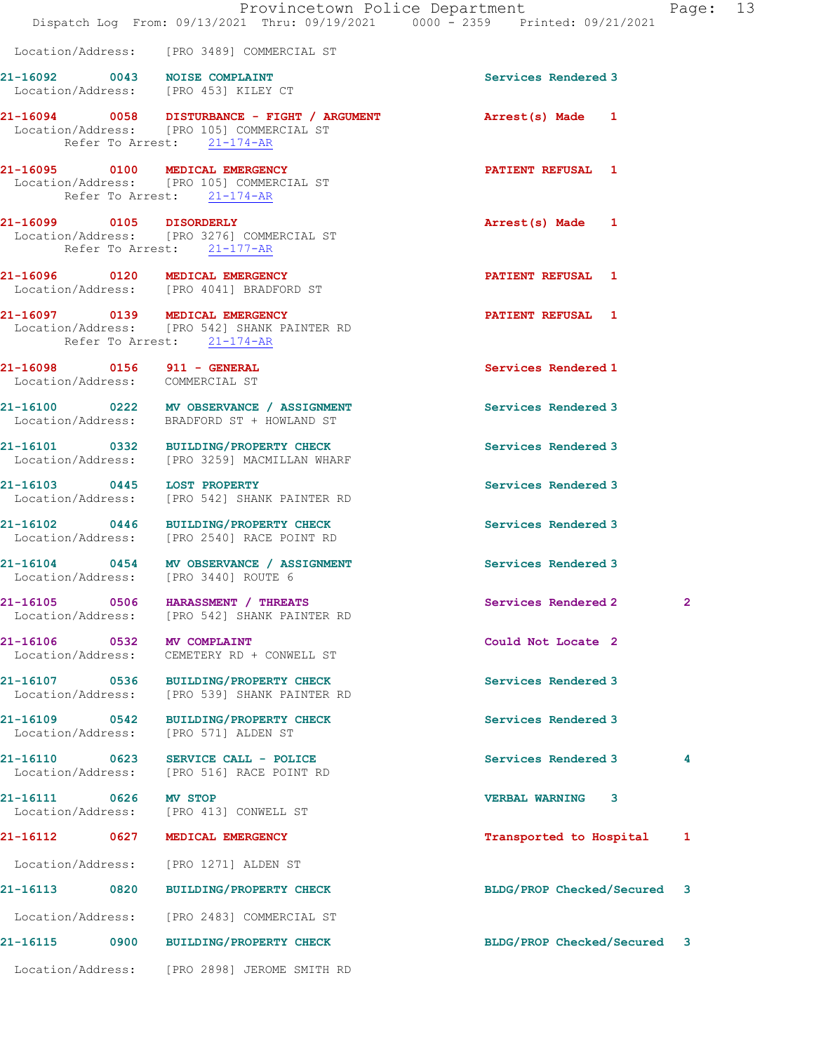Location/Address: [PRO 3489] COMMERCIAL ST

**21-16092 0043 NOISE COMPLAINT** Services Rendered 3
Location/Address: [PRO 453] KILEY CT

**21-16094 0058 DISTURBANCE - FIGHT / ARGUMENT** Arrest(s) Made 1
Location/Address: [PRO 105] COMMERCIAL ST
Refer To Arrest: 21-174-AR

**21-16095 0100 MEDICAL EMERGENCY** PATIENT REFUSAL 1
Location/Address: [PRO 105] COMMERCIAL ST
Refer To Arrest: 21-174-AR

**21-16099 0105 DISORDERLY** Arrest(s) Made 1
Location/Address: [PRO 3276] COMMERCIAL ST
Refer To Arrest: 21-177-AR

**21-16096 0120 MEDICAL EMERGENCY** PATIENT REFUSAL 1
Location/Address: [PRO 4041] BRADFORD ST

**21-16097 0139 MEDICAL EMERGENCY** PATIENT REFUSAL 1
Location/Address: [PRO 542] SHANK PAINTER RD
Refer To Arrest: 21-174-AR

**21-16098 0156 911 - GENERAL** Services Rendered 1
Location/Address: COMMERCIAL ST

**21-16100 0222 MV OBSERVANCE / ASSIGNMENT** Services Rendered 3
Location/Address: BRADFORD ST + HOWLAND ST

**21-16101 0332 BUILDING/PROPERTY CHECK** Services Rendered 3
Location/Address: [PRO 3259] MACMILLAN WHARF

**21-16103 0445 LOST PROPERTY** Services Rendered 3
Location/Address: [PRO 542] SHANK PAINTER RD

**21-16102 0446 BUILDING/PROPERTY CHECK** Services Rendered 3
Location/Address: [PRO 2540] RACE POINT RD

**21-16104 0454 MV OBSERVANCE / ASSIGNMENT** Services Rendered 3
Location/Address: [PRO 3440] ROUTE 6

**21-16105 0506 HARASSMENT / THREATS** Services Rendered 2 2
Location/Address: [PRO 542] SHANK PAINTER RD

**21-16106 0532 MV COMPLAINT** Could Not Locate 2
Location/Address: CEMETERY RD + CONWELL ST

**21-16107 0536 BUILDING/PROPERTY CHECK** Services Rendered 3
Location/Address: [PRO 539] SHANK PAINTER RD

**21-16109 0542 BUILDING/PROPERTY CHECK** Services Rendered 3
Location/Address: [PRO 571] ALDEN ST

**21-16110 0623 SERVICE CALL - POLICE** Services Rendered 3 4
Location/Address: [PRO 516] RACE POINT RD

**21-16111 0626 MV STOP** VERBAL WARNING 3
Location/Address: [PRO 413] CONWELL ST

**21-16112 0627 MEDICAL EMERGENCY** Transported to Hospital 1
Location/Address: [PRO 1271] ALDEN ST

**21-16113 0820 BUILDING/PROPERTY CHECK** BLDG/PROP Checked/Secured 3
Location/Address: [PRO 2483] COMMERCIAL ST

**21-16115 0900 BUILDING/PROPERTY CHECK** BLDG/PROP Checked/Secured 3
Location/Address: [PRO 2898] JEROME SMITH RD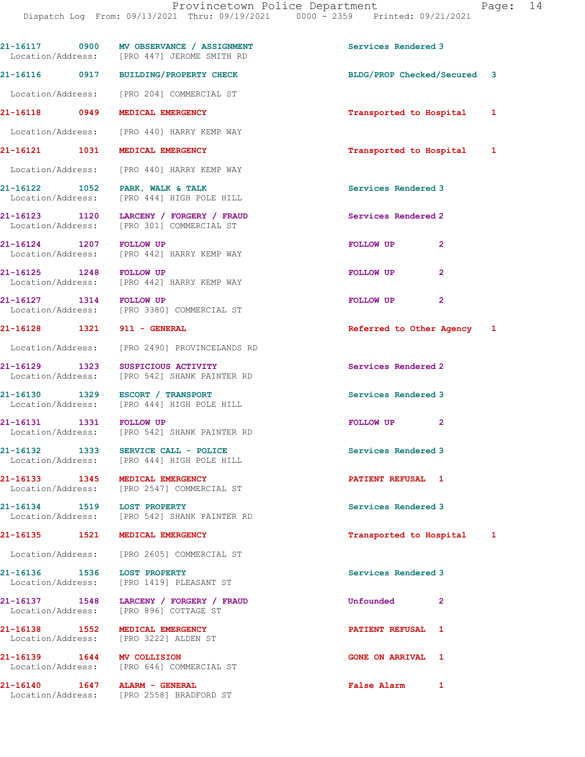21-16117 0900 MV OBSERVANCE / ASSIGNMENT Services Rendered 3
Location/Address: [PRO 447] JEROME SMITH RD

21-16116 0917 BUILDING/PROPERTY CHECK BLDG/PROP Checked/Secured 3
Location/Address: [PRO 204] COMMERCIAL ST

21-16118 0949 MEDICAL EMERGENCY Transported to Hospital 1
Location/Address: [PRO 440] HARRY KEMP WAY

21-16121 1031 MEDICAL EMERGENCY Transported to Hospital 1
Location/Address: [PRO 440] HARRY KEMP WAY

21-16122 1052 PARK, WALK & TALK Services Rendered 3
Location/Address: [PRO 444] HIGH POLE HILL

21-16123 1120 LARCENY / FORGERY / FRAUD Services Rendered 2
Location/Address: [PRO 301] COMMERCIAL ST

21-16124 1207 FOLLOW UP FOLLOW UP 2
Location/Address: [PRO 442] HARRY KEMP WAY

21-16125 1248 FOLLOW UP FOLLOW UP 2
Location/Address: [PRO 442] HARRY KEMP WAY

21-16127 1314 FOLLOW UP FOLLOW UP 2
Location/Address: [PRO 3380] COMMERCIAL ST

21-16128 1321 911 - GENERAL Referred to Other Agency 1
Location/Address: [PRO 2490] PROVINCELANDS RD

21-16129 1323 SUSPICIOUS ACTIVITY Services Rendered 2
Location/Address: [PRO 542] SHANK PAINTER RD

21-16130 1329 ESCORT / TRANSPORT Services Rendered 3
Location/Address: [PRO 444] HIGH POLE HILL

21-16131 1331 FOLLOW UP FOLLOW UP 2
Location/Address: [PRO 542] SHANK PAINTER RD

21-16132 1333 SERVICE CALL - POLICE Services Rendered 3
Location/Address: [PRO 444] HIGH POLE HILL

21-16133 1345 MEDICAL EMERGENCY PATIENT REFUSAL 1
Location/Address: [PRO 2547] COMMERCIAL ST

21-16134 1519 LOST PROPERTY Services Rendered 3
Location/Address: [PRO 542] SHANK PAINTER RD

21-16135 1521 MEDICAL EMERGENCY Transported to Hospital 1
Location/Address: [PRO 2605] COMMERCIAL ST

21-16136 1536 LOST PROPERTY Services Rendered 3
Location/Address: [PRO 1419] PLEASANT ST

21-16137 1548 LARCENY / FORGERY / FRAUD Unfounded 2
Location/Address: [PRO 896] COTTAGE ST

21-16138 1552 MEDICAL EMERGENCY PATIENT REFUSAL 1
Location/Address: [PRO 3222] ALDEN ST

21-16139 1644 MV COLLISION GONE ON ARRIVAL 1
Location/Address: [PRO 646] COMMERCIAL ST

21-16140 1647 ALARM - GENERAL False Alarm 1
Location/Address: [PRO 2558] BRADFORD ST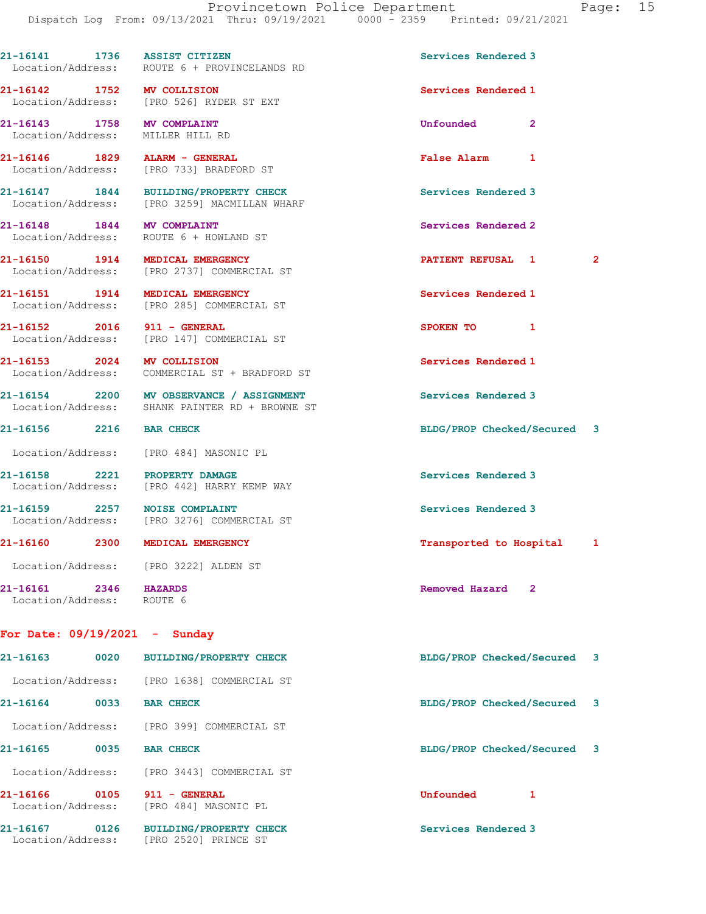| Call Number | Time | Call Reason | Action | Priority | |
|---|---|---|---|---|---|
| 21-16141 | 1736 | ASSIST CITIZEN | Services Rendered | 3 | |
| Location/Address: | | ROUTE 6 + PROVINCELANDS RD | | | |
| 21-16142 | 1752 | MV COLLISION | Services Rendered | 1 | |
| Location/Address: | | [PRO 526] RYDER ST EXT | | | |
| 21-16143 | 1758 | MV COMPLAINT | Unfounded | 2 | |
| Location/Address: | | MILLER HILL RD | | | |
| 21-16146 | 1829 | ALARM - GENERAL | False Alarm | 1 | |
| Location/Address: | | [PRO 733] BRADFORD ST | | | |
| 21-16147 | 1844 | BUILDING/PROPERTY CHECK | Services Rendered | 3 | |
| Location/Address: | | [PRO 3259] MACMILLAN WHARF | | | |
| 21-16148 | 1844 | MV COMPLAINT | Services Rendered | 2 | |
| Location/Address: | | ROUTE 6 + HOWLAND ST | | | |
| 21-16150 | 1914 | MEDICAL EMERGENCY | PATIENT REFUSAL | 1 | 2 |
| Location/Address: | | [PRO 2737] COMMERCIAL ST | | | |
| 21-16151 | 1914 | MEDICAL EMERGENCY | Services Rendered | 1 | |
| Location/Address: | | [PRO 285] COMMERCIAL ST | | | |
| 21-16152 | 2016 | 911 - GENERAL | SPOKEN TO | 1 | |
| Location/Address: | | [PRO 147] COMMERCIAL ST | | | |
| 21-16153 | 2024 | MV COLLISION | Services Rendered | 1 | |
| Location/Address: | | COMMERCIAL ST + BRADFORD ST | | | |
| 21-16154 | 2200 | MV OBSERVANCE / ASSIGNMENT | Services Rendered | 3 | |
| Location/Address: | | SHANK PAINTER RD + BROWNE ST | | | |
| 21-16156 | 2216 | BAR CHECK | BLDG/PROP Checked/Secured | 3 | |
| Location/Address: | | [PRO 484] MASONIC PL | | | |
| 21-16158 | 2221 | PROPERTY DAMAGE | Services Rendered | 3 | |
| Location/Address: | | [PRO 442] HARRY KEMP WAY | | | |
| 21-16159 | 2257 | NOISE COMPLAINT | Services Rendered | 3 | |
| Location/Address: | | [PRO 3276] COMMERCIAL ST | | | |
| 21-16160 | 2300 | MEDICAL EMERGENCY | Transported to Hospital | 1 | |
| Location/Address: | | [PRO 3222] ALDEN ST | | | |
| 21-16161 | 2346 | HAZARDS | Removed Hazard | 2 | |
| Location/Address: | | ROUTE 6 | | | |

**For Date: 09/19/2021 - Sunday**

| Call Number | Time | Call Reason | Action | Priority |
|---|---|---|---|---|
| 21-16163 | 0020 | BUILDING/PROPERTY CHECK | BLDG/PROP Checked/Secured | 3 |
| Location/Address: | | [PRO 1638] COMMERCIAL ST | | |
| 21-16164 | 0033 | BAR CHECK | BLDG/PROP Checked/Secured | 3 |
| Location/Address: | | [PRO 399] COMMERCIAL ST | | |
| 21-16165 | 0035 | BAR CHECK | BLDG/PROP Checked/Secured | 3 |
| Location/Address: | | [PRO 3443] COMMERCIAL ST | | |
| 21-16166 | 0105 | 911 - GENERAL | Unfounded | 1 |
| Location/Address: | | [PRO 484] MASONIC PL | | |
| 21-16167 | 0126 | BUILDING/PROPERTY CHECK | Services Rendered | 3 |
| Location/Address: | | [PRO 2520] PRINCE ST | | |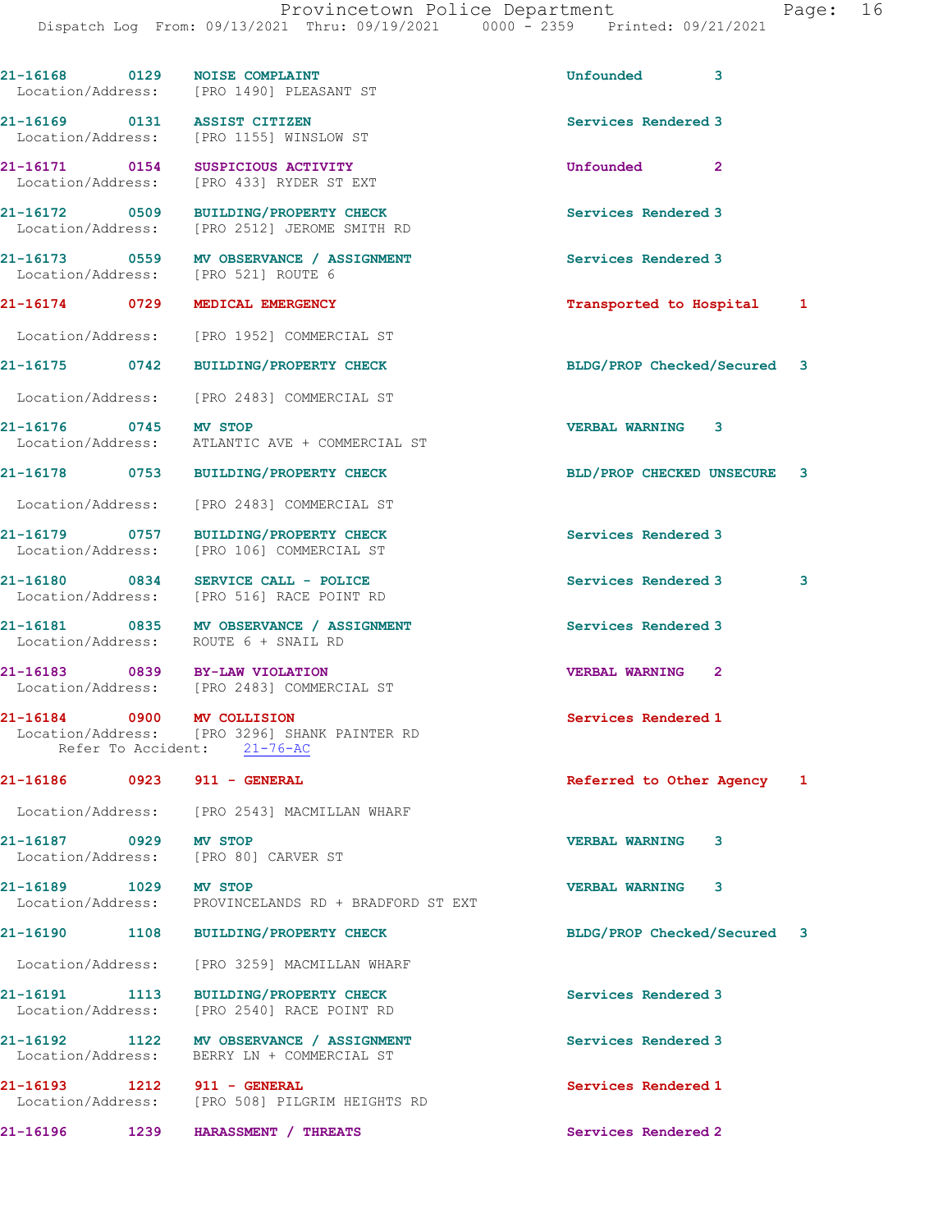21-16168 0129 NOISE COMPLAINT Unfounded 3
Location/Address: [PRO 1490] PLEASANT ST

21-16169 0131 ASSIST CITIZEN Services Rendered 3
Location/Address: [PRO 1155] WINSLOW ST

21-16171 0154 SUSPICIOUS ACTIVITY Unfounded 2
Location/Address: [PRO 433] RYDER ST EXT

21-16172 0509 BUILDING/PROPERTY CHECK Services Rendered 3
Location/Address: [PRO 2512] JEROME SMITH RD

21-16173 0559 MV OBSERVANCE / ASSIGNMENT Services Rendered 3
Location/Address: [PRO 521] ROUTE 6

21-16174 0729 MEDICAL EMERGENCY Transported to Hospital 1
Location/Address: [PRO 1952] COMMERCIAL ST

21-16175 0742 BUILDING/PROPERTY CHECK BLDG/PROP Checked/Secured 3
Location/Address: [PRO 2483] COMMERCIAL ST

21-16176 0745 MV STOP VERBAL WARNING 3
Location/Address: ATLANTIC AVE + COMMERCIAL ST

21-16178 0753 BUILDING/PROPERTY CHECK BLD/PROP CHECKED UNSECURE 3
Location/Address: [PRO 2483] COMMERCIAL ST

21-16179 0757 BUILDING/PROPERTY CHECK Services Rendered 3
Location/Address: [PRO 106] COMMERCIAL ST

21-16180 0834 SERVICE CALL - POLICE Services Rendered 3 3
Location/Address: [PRO 516] RACE POINT RD

21-16181 0835 MV OBSERVANCE / ASSIGNMENT Services Rendered 3
Location/Address: ROUTE 6 + SNAIL RD

21-16183 0839 BY-LAW VIOLATION VERBAL WARNING 2
Location/Address: [PRO 2483] COMMERCIAL ST

21-16184 0900 MV COLLISION Services Rendered 1
Location/Address: [PRO 3296] SHANK PAINTER RD
Refer To Accident: 21-76-AC

21-16186 0923 911 - GENERAL Referred to Other Agency 1
Location/Address: [PRO 2543] MACMILLAN WHARF

21-16187 0929 MV STOP VERBAL WARNING 3
Location/Address: [PRO 80] CARVER ST

21-16189 1029 MV STOP VERBAL WARNING 3
Location/Address: PROVINCELANDS RD + BRADFORD ST EXT

21-16190 1108 BUILDING/PROPERTY CHECK BLDG/PROP Checked/Secured 3
Location/Address: [PRO 3259] MACMILLAN WHARF

21-16191 1113 BUILDING/PROPERTY CHECK Services Rendered 3
Location/Address: [PRO 2540] RACE POINT RD

21-16192 1122 MV OBSERVANCE / ASSIGNMENT Services Rendered 3
Location/Address: BERRY LN + COMMERCIAL ST

21-16193 1212 911 - GENERAL Services Rendered 1
Location/Address: [PRO 508] PILGRIM HEIGHTS RD

21-16196 1239 HARASSMENT / THREATS Services Rendered 2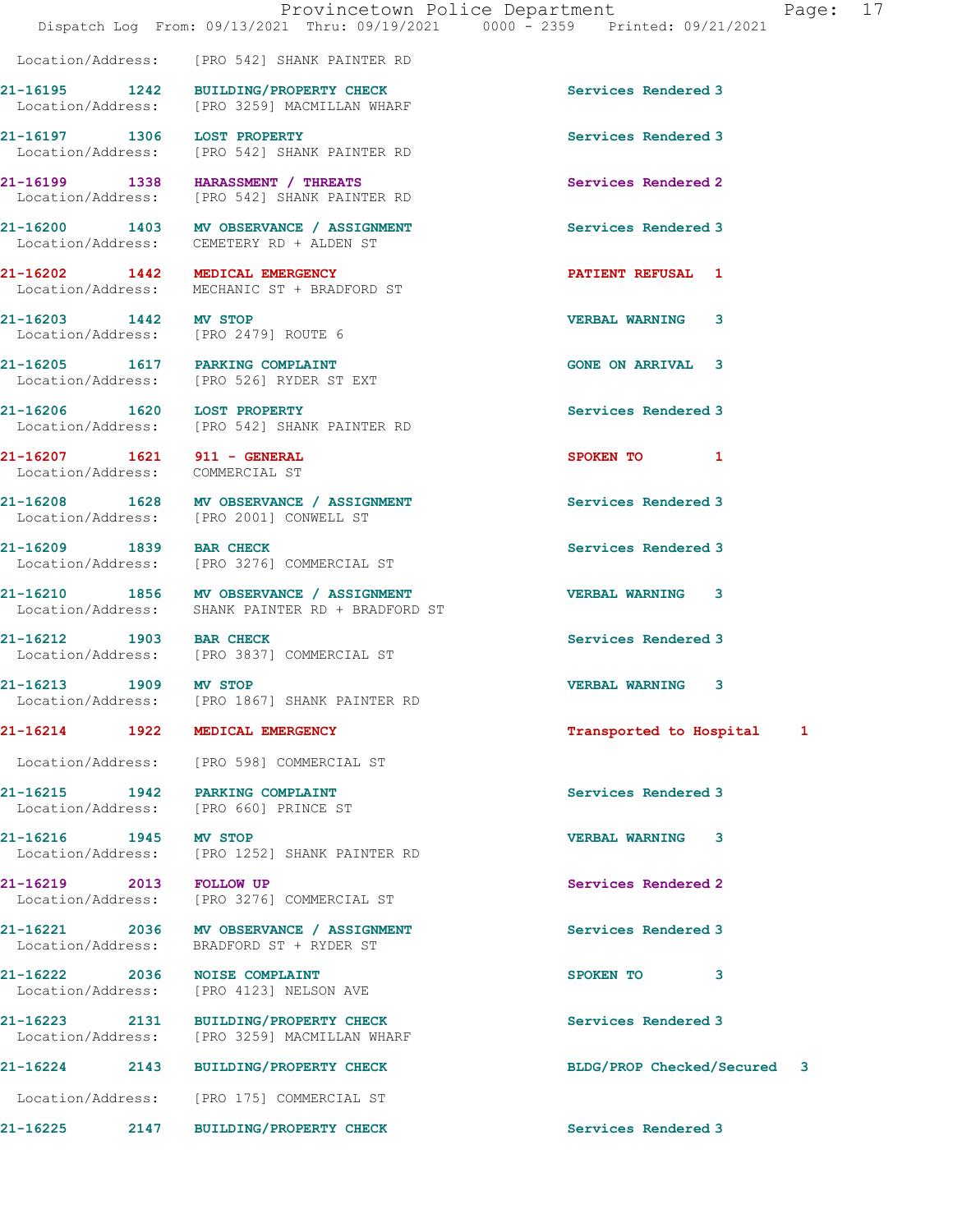Location/Address: [PRO 542] SHANK PAINTER RD

21-16195 1242 BUILDING/PROPERTY CHECK Services Rendered 3
Location/Address: [PRO 3259] MACMILLAN WHARF

21-16197 1306 LOST PROPERTY Services Rendered 3
Location/Address: [PRO 542] SHANK PAINTER RD

21-16199 1338 HARASSMENT / THREATS Services Rendered 2
Location/Address: [PRO 542] SHANK PAINTER RD

21-16200 1403 MV OBSERVANCE / ASSIGNMENT Services Rendered 3
Location/Address: CEMETERY RD + ALDEN ST

21-16202 1442 MEDICAL EMERGENCY PATIENT REFUSAL 1
Location/Address: MECHANIC ST + BRADFORD ST

21-16203 1442 MV STOP VERBAL WARNING 3
Location/Address: [PRO 2479] ROUTE 6

21-16205 1617 PARKING COMPLAINT GONE ON ARRIVAL 3
Location/Address: [PRO 526] RYDER ST EXT

21-16206 1620 LOST PROPERTY Services Rendered 3
Location/Address: [PRO 542] SHANK PAINTER RD

21-16207 1621 911 - GENERAL SPOKEN TO 1
Location/Address: COMMERCIAL ST

21-16208 1628 MV OBSERVANCE / ASSIGNMENT Services Rendered 3
Location/Address: [PRO 2001] CONWELL ST

21-16209 1839 BAR CHECK Services Rendered 3
Location/Address: [PRO 3276] COMMERCIAL ST

21-16210 1856 MV OBSERVANCE / ASSIGNMENT VERBAL WARNING 3
Location/Address: SHANK PAINTER RD + BRADFORD ST

21-16212 1903 BAR CHECK Services Rendered 3
Location/Address: [PRO 3837] COMMERCIAL ST

21-16213 1909 MV STOP VERBAL WARNING 3
Location/Address: [PRO 1867] SHANK PAINTER RD

21-16214 1922 MEDICAL EMERGENCY Transported to Hospital 1
Location/Address: [PRO 598] COMMERCIAL ST

21-16215 1942 PARKING COMPLAINT Services Rendered 3
Location/Address: [PRO 660] PRINCE ST

21-16216 1945 MV STOP VERBAL WARNING 3
Location/Address: [PRO 1252] SHANK PAINTER RD

21-16219 2013 FOLLOW UP Services Rendered 2
Location/Address: [PRO 3276] COMMERCIAL ST

21-16221 2036 MV OBSERVANCE / ASSIGNMENT Services Rendered 3
Location/Address: BRADFORD ST + RYDER ST

21-16222 2036 NOISE COMPLAINT SPOKEN TO 3
Location/Address: [PRO 4123] NELSON AVE

21-16223 2131 BUILDING/PROPERTY CHECK Services Rendered 3
Location/Address: [PRO 3259] MACMILLAN WHARF

21-16224 2143 BUILDING/PROPERTY CHECK BLDG/PROP Checked/Secured 3
Location/Address: [PRO 175] COMMERCIAL ST

21-16225 2147 BUILDING/PROPERTY CHECK Services Rendered 3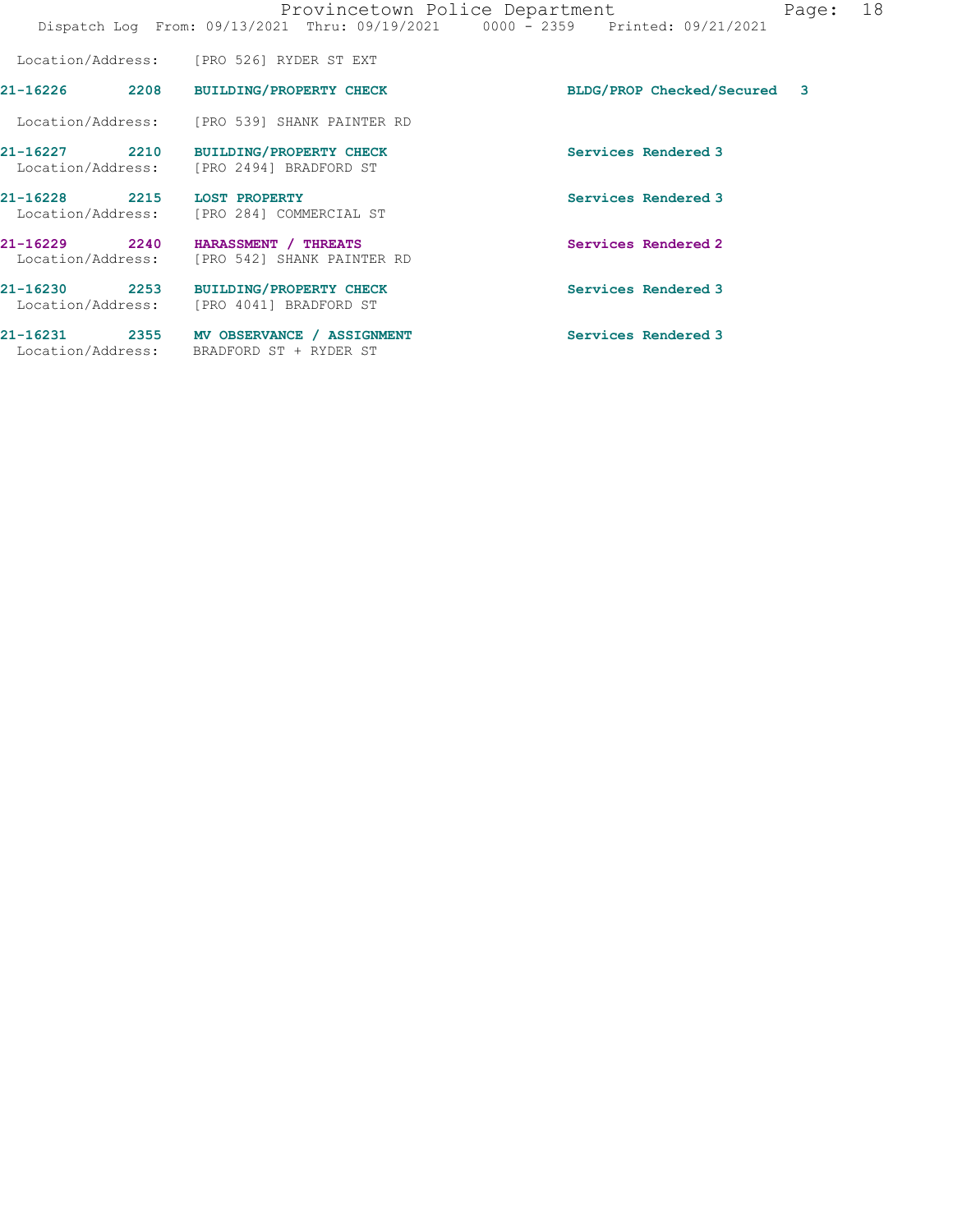Location/Address: [PRO 526] RYDER ST EXT

**21-16226 2208 BUILDING/PROPERTY CHECK** **BLDG/PROP Checked/Secured 3**

Location/Address: [PRO 539] SHANK PAINTER RD

**21-16227 2210 BUILDING/PROPERTY CHECK** **Services Rendered 3**
Location/Address: [PRO 2494] BRADFORD ST

**21-16228 2215 LOST PROPERTY** **Services Rendered 3**
Location/Address: [PRO 284] COMMERCIAL ST

**21-16229 2240 HARASSMENT / THREATS** **Services Rendered 2**
Location/Address: [PRO 542] SHANK PAINTER RD

**21-16230 2253 BUILDING/PROPERTY CHECK** **Services Rendered 3**
Location/Address: [PRO 4041] BRADFORD ST

**21-16231 2355 MV OBSERVANCE / ASSIGNMENT** **Services Rendered 3**
Location/Address: BRADFORD ST + RYDER ST